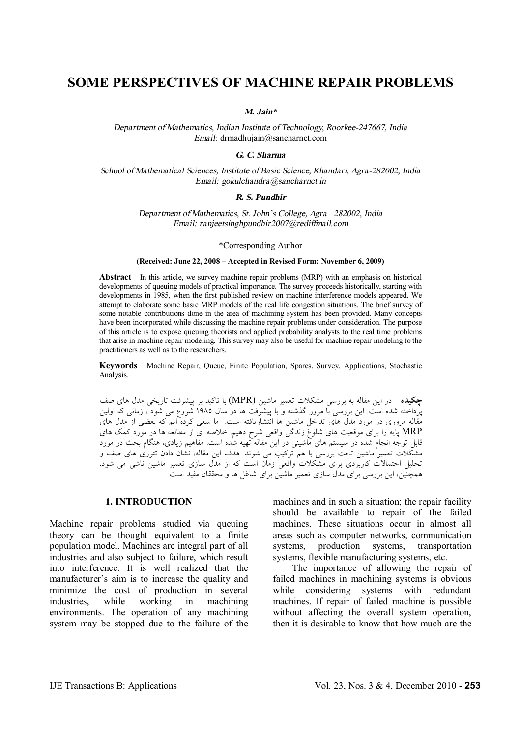# SOME PERSPECTIVES OF MACHINE REPAIR PROBLEMS

***M. Jain****

*Department of Mathematics, Indian Institute of Technology, Roorkee-247667, India*
*Email:* drmadhujain@sancharnet.com

***G. C. Sharma***

*School of Mathematical Sciences, Institute of Basic Science, Khandari, Agra-282002, India*
*Email:* gokulchandra@sancharnet.in

***R. S. Pundhir***

*Department of Mathematics, St. John's College, Agra –282002, India*
*Email:* ranjeetsinghpundhir2007@rediffmail.com

*Corresponding Author

**(Received: June 22, 2008 – Accepted in Revised Form: November 6, 2009)**

**Abstract** In this article, we survey machine repair problems (MRP) with an emphasis on historical developments of queuing models of practical importance. The survey proceeds historically, starting with developments in 1985, when the first published review on machine interference models appeared. We attempt to elaborate some basic MRP models of the real life congestion situations. The brief survey of some notable contributions done in the area of machining system has been provided. Many concepts have been incorporated while discussing the machine repair problems under consideration. The purpose of this article is to expose queuing theorists and applied probability analysts to the real time problems that arise in machine repair modeling. This survey may also be useful for machine repair modeling to the practitioners as well as to the researchers.

**Keywords** Machine Repair, Queue, Finite Population, Spares, Survey, Applications, Stochastic Analysis.

**چکیده** در این مقاله به بررسی مشکلات تعمیر ماشین (MPR) با تاکید بر پیشرفت تاریخی مدل های صف پرداخته شده است. این بررسی با مرور گذشته و با پیشرفت ها در سال ۱۹۸۵ شروع می شود ، زمانی که اولین مقاله مروری در مورد مدل های تداخل ماشین ها انتشاریافته است. ما سعی کرده ایم که بعضی از مدل های MRP پایه را برای موقعیت های شلوغ زندگی واقعی شرح دهیم. خلاصه ای از مطالعه ها در مورد کمک های قابل توجه انجام شده در سیستم های ماشینی در این مقاله تهیه شده است. مفاهیم زیادی، هنگام بحث در مورد مشکلات تعمیر ماشین تحت بررسی با هم ترکیب می شوند. هدف این مقاله، نشان دادن تئوری های صف و تحلیل احتمالات کاربردی برای مشکلات واقعی زمان است که از مدل سازی تعمیر ماشین ناشی می شود. همچنین، این بررسی برای مدل سازی تعمیر ماشین برای شاغل ها و محققان مفید است.

## 1. INTRODUCTION

Machine repair problems studied via queuing theory can be thought equivalent to a finite population model. Machines are integral part of all industries and also subject to failure, which result into interference. It is well realized that the manufacturer's aim is to increase the quality and minimize the cost of production in several industries, while working in machining environments. The operation of any machining system may be stopped due to the failure of the machines and in such a situation; the repair facility should be available to repair of the failed machines. These situations occur in almost all areas such as computer networks, communication systems, production systems, transportation systems, flexible manufacturing systems, etc.

The importance of allowing the repair of failed machines in machining systems is obvious while considering systems with redundant machines. If repair of failed machine is possible without affecting the overall system operation, then it is desirable to know that how much are the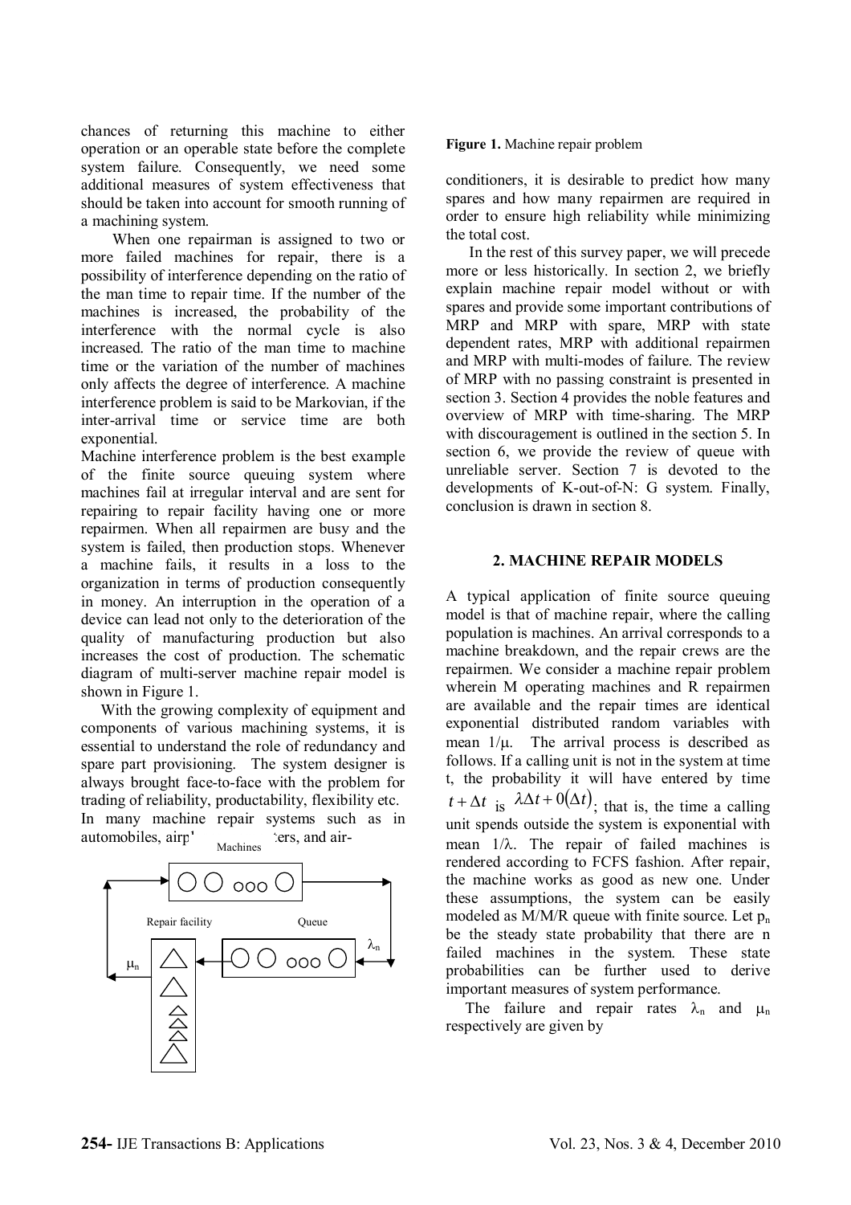chances of returning this machine to either operation or an operable state before the complete system failure. Consequently, we need some additional measures of system effectiveness that should be taken into account for smooth running of a machining system.

When one repairman is assigned to two or more failed machines for repair, there is a possibility of interference depending on the ratio of the man time to repair time. If the number of the machines is increased, the probability of the interference with the normal cycle is also increased. The ratio of the man time to machine time or the variation of the number of machines only affects the degree of interference. A machine interference problem is said to be Markovian, if the inter-arrival time or service time are both exponential.

Machine interference problem is the best example of the finite source queuing system where machines fail at irregular interval and are sent for repairing to repair facility having one or more repairmen. When all repairmen are busy and the system is failed, then production stops. Whenever a machine fails, it results in a loss to the organization in terms of production consequently in money. An interruption in the operation of a device can lead not only to the deterioration of the quality of manufacturing production but also increases the cost of production. The schematic diagram of multi-server machine repair model is shown in Figure 1.

With the growing complexity of equipment and components of various machining systems, it is essential to understand the role of redundancy and spare part provisioning. The system designer is always brought face-to-face with the problem for trading of reliability, productability, flexibility etc. In many machine repair systems such as in automobiles, airplanes, computers, and air-conditioners, it is desirable to predict how many spares and how many repairmen are required in order to ensure high reliability while minimizing the total cost.

Machines

Repair facility

Queue

$\lambda_n$

$\mu_n$

**Figure 1.** Machine repair problem

In the rest of this survey paper, we will precede more or less historically. In section 2, we briefly explain machine repair model without or with spares and provide some important contributions of MRP and MRP with spare, MRP with state dependent rates, MRP with additional repairmen and MRP with multi-modes of failure. The review of MRP with no passing constraint is presented in section 3. Section 4 provides the noble features and overview of MRP with time-sharing. The MRP with discouragement is outlined in the section 5. In section 6, we provide the review of queue with unreliable server. Section 7 is devoted to the developments of K-out-of-N: G system. Finally, conclusion is drawn in section 8.

## 2. MACHINE REPAIR MODELS

A typical application of finite source queuing model is that of machine repair, where the calling population is machines. An arrival corresponds to a machine breakdown, and the repair crews are the repairmen. We consider a machine repair problem wherein M operating machines and R repairmen are available and the repair times are identical exponential distributed random variables with mean $1/\mu$. The arrival process is described as follows. If a calling unit is not in the system at time t, the probability it will have entered by time $t+\Delta t$ is $\lambda\Delta t + 0(\Delta t)$; that is, the time a calling unit spends outside the system is exponential with mean $1/\lambda$. The repair of failed machines is rendered according to FCFS fashion. After repair, the machine works as good as new one. Under these assumptions, the system can be easily modeled as M/M/R queue with finite source. Let $p_n$ be the steady state probability that there are n failed machines in the system. These state probabilities can be further used to derive important measures of system performance.

The failure and repair rates $\lambda_n$ and $\mu_n$ respectively are given by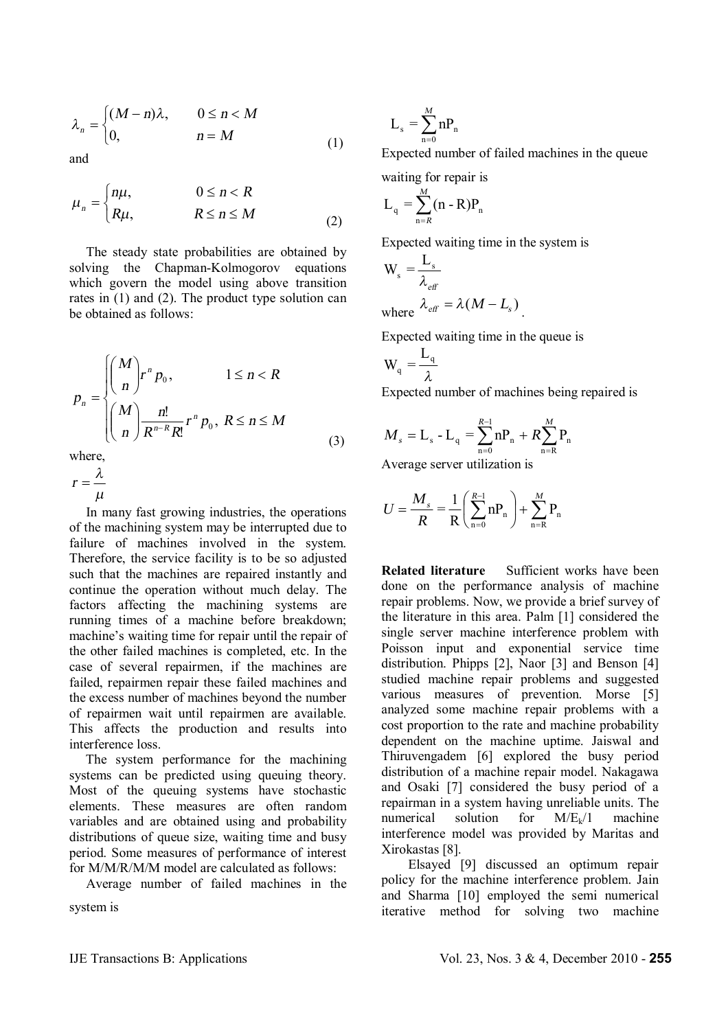$$\lambda_n = \begin{cases} (M-n)\lambda, & 0 \le n < M \\ 0, & n = M \end{cases} \quad (1)$$

and

$$\mu_n = \begin{cases} n\mu, & 0 \le n < R \\ R\mu, & R \le n \le M \end{cases} \quad (2)$$

The steady state probabilities are obtained by solving the Chapman-Kolmogorov equations which govern the model using above transition rates in (1) and (2). The product type solution can be obtained as follows:

$$p_n = \begin{cases} \binom{M}{n} r^n p_0, & 1 \le n < R \\ \binom{M}{n} \frac{n!}{R^{n-R} R!} r^n p_0, & R \le n \le M \end{cases} \quad (3)$$

where,

$$r = \frac{\lambda}{\mu}$$

In many fast growing industries, the operations of the machining system may be interrupted due to failure of machines involved in the system. Therefore, the service facility is to be so adjusted such that the machines are repaired instantly and continue the operation without much delay. The factors affecting the machining systems are running times of a machine before breakdown; machine's waiting time for repair until the repair of the other failed machines is completed, etc. In the case of several repairmen, if the machines are failed, repairmen repair these failed machines and the excess number of machines beyond the number of repairmen wait until repairmen are available. This affects the production and results into interference loss.

The system performance for the machining systems can be predicted using queuing theory. Most of the queuing systems have stochastic elements. These measures are often random variables and are obtained using and probability distributions of queue size, waiting time and busy period. Some measures of performance of interest for M/M/R/M/M model are calculated as follows:

Average number of failed machines in the system is

$$L_s = \sum_{n=0}^{M} nP_n$$

Expected number of failed machines in the queue waiting for repair is

$$L_q = \sum_{n=R}^{M} (n - R)P_n$$

Expected waiting time in the system is

$$W_s = \frac{L_s}{\lambda_{eff}}$$

where $\lambda_{eff} = \lambda(M - L_s)$.

Expected waiting time in the queue is

$$W_q = \frac{L_q}{\lambda}$$

Expected number of machines being repaired is

$$M_s = L_s - L_q = \sum_{n=0}^{R-1} nP_n + R\sum_{n=R}^{M} P_n$$

Average server utilization is

$$U = \frac{M_s}{R} = \frac{1}{R}\left(\sum_{n=0}^{R-1} nP_n\right) + \sum_{n=R}^{M} P_n$$

**Related literature** Sufficient works have been done on the performance analysis of machine repair problems. Now, we provide a brief survey of the literature in this area. Palm [1] considered the single server machine interference problem with Poisson input and exponential service time distribution. Phipps [2], Naor [3] and Benson [4] studied machine repair problems and suggested various measures of prevention. Morse [5] analyzed some machine repair problems with a cost proportion to the rate and machine probability dependent on the machine uptime. Jaiswal and Thiruvengadem [6] explored the busy period distribution of a machine repair model. Nakagawa and Osaki [7] considered the busy period of a repairman in a system having unreliable units. The numerical solution for $M/E_k/1$ machine interference model was provided by Maritas and Xirokastas [8].

Elsayed [9] discussed an optimum repair policy for the machine interference problem. Jain and Sharma [10] employed the semi numerical iterative method for solving two machine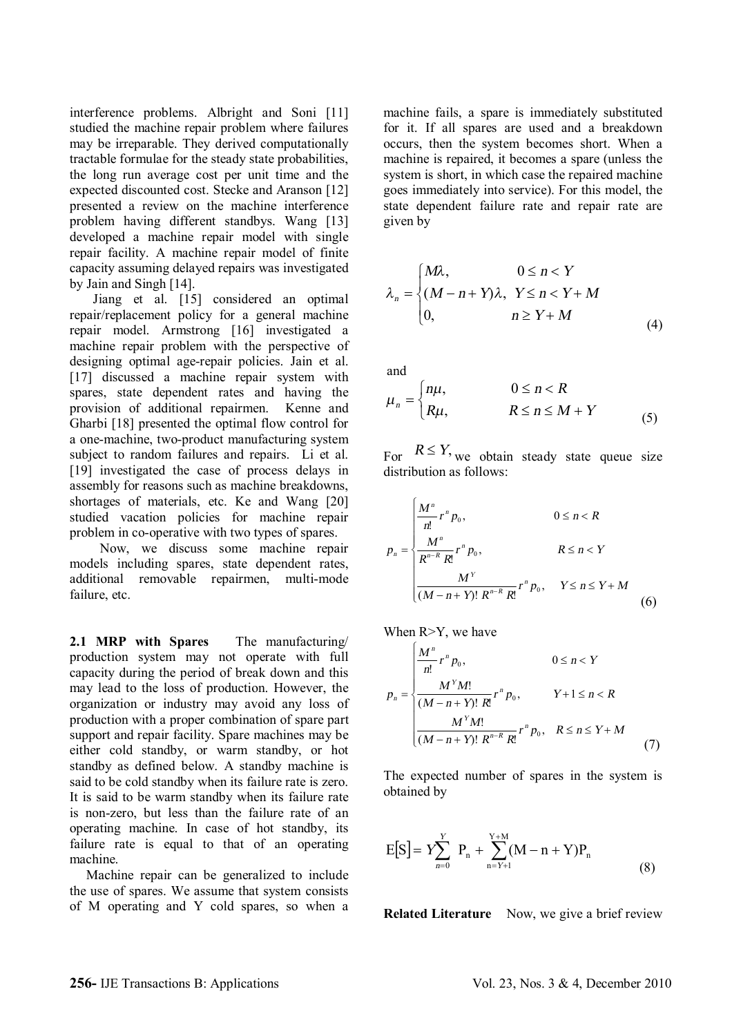interference problems. Albright and Soni [11] studied the machine repair problem where failures may be irreparable. They derived computationally tractable formulae for the steady state probabilities, the long run average cost per unit time and the expected discounted cost. Stecke and Aranson [12] presented a review on the machine interference problem having different standbys. Wang [13] developed a machine repair model with single repair facility. A machine repair model of finite capacity assuming delayed repairs was investigated by Jain and Singh [14].

Jiang et al. [15] considered an optimal repair/replacement policy for a general machine repair model. Armstrong [16] investigated a machine repair problem with the perspective of designing optimal age-repair policies. Jain et al. [17] discussed a machine repair system with spares, state dependent rates and having the provision of additional repairmen. Kenne and Gharbi [18] presented the optimal flow control for a one-machine, two-product manufacturing system subject to random failures and repairs. Li et al. [19] investigated the case of process delays in assembly for reasons such as machine breakdowns, shortages of materials, etc. Ke and Wang [20] studied vacation policies for machine repair problem in co-operative with two types of spares.

Now, we discuss some machine repair models including spares, state dependent rates, additional removable repairmen, multi-mode failure, etc.

**2.1 MRP with Spares** The manufacturing/ production system may not operate with full capacity during the period of break down and this may lead to the loss of production. However, the organization or industry may avoid any loss of production with a proper combination of spare part support and repair facility. Spare machines may be either cold standby, or warm standby, or hot standby as defined below. A standby machine is said to be cold standby when its failure rate is zero. It is said to be warm standby when its failure rate is non-zero, but less than the failure rate of an operating machine. In case of hot standby, its failure rate is equal to that of an operating machine.

Machine repair can be generalized to include the use of spares. We assume that system consists of M operating and Y cold spares, so when a machine fails, a spare is immediately substituted for it. If all spares are used and a breakdown occurs, then the system becomes short. When a machine is repaired, it becomes a spare (unless the system is short, in which case the repaired machine goes immediately into service). For this model, the state dependent failure rate and repair rate are given by

$$\lambda_n = \begin{cases} M\lambda, & 0 \le n < Y \\ (M-n+Y)\lambda, & Y \le n < Y+M \\ 0, & n \ge Y+M \end{cases} \tag{4}$$

and

$$\mu_n = \begin{cases} n\mu, & 0 \le n < R \\ R\mu, & R \le n \le M+Y \end{cases} \tag{5}$$

For $R \le Y,$ we obtain steady state queue size distribution as follows:

$$p_n = \begin{cases} \dfrac{M^n}{n!} r^n p_0, & 0 \le n < R \\ \dfrac{M^n}{R^{n-R}\, R!} r^n p_0, & R \le n < Y \\ \dfrac{M^Y}{(M-n+Y)!\, R^{n-R}\, R!} r^n p_0, & Y \le n \le Y+M \end{cases} \tag{6}$$

When R>Y, we have

$$p_n = \begin{cases} \dfrac{M^n}{n!} r^n p_0, & 0 \le n < Y \\ \dfrac{M^Y M!}{(M-n+Y)!\, R!} r^n p_0, & Y+1 \le n < R \\ \dfrac{M^Y M!}{(M-n+Y)!\, R^{n-R}\, R!} r^n p_0, & R \le n \le Y+M \end{cases} \tag{7}$$

The expected number of spares in the system is obtained by

$$\mathrm{E}[\mathrm{S}] = Y\sum_{n=0}^{Y} \mathrm{P_n} + \sum_{\mathrm{n}=Y+1}^{\mathrm{Y+M}} (\mathrm{M-n+Y})\mathrm{P_n} \tag{8}$$

**Related Literature** Now, we give a brief review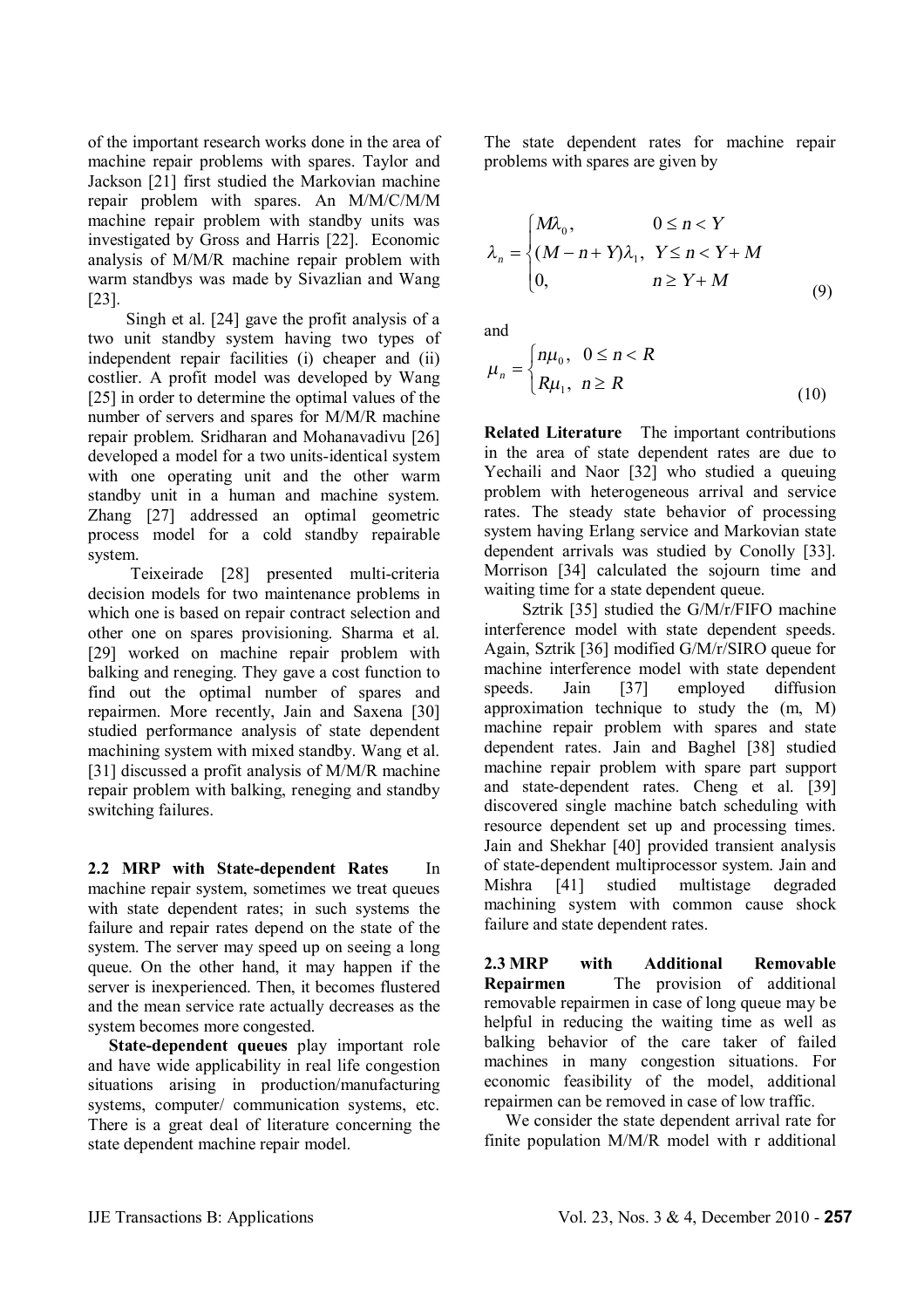of the important research works done in the area of machine repair problems with spares. Taylor and Jackson [21] first studied the Markovian machine repair problem with spares. An M/M/C/M/M machine repair problem with standby units was investigated by Gross and Harris [22]. Economic analysis of M/M/R machine repair problem with warm standbys was made by Sivazlian and Wang [23].

Singh et al. [24] gave the profit analysis of a two unit standby system having two types of independent repair facilities (i) cheaper and (ii) costlier. A profit model was developed by Wang [25] in order to determine the optimal values of the number of servers and spares for M/M/R machine repair problem. Sridharan and Mohanavadivu [26] developed a model for a two units-identical system with one operating unit and the other warm standby unit in a human and machine system. Zhang [27] addressed an optimal geometric process model for a cold standby repairable system.

Teixeirade [28] presented multi-criteria decision models for two maintenance problems in which one is based on repair contract selection and other one on spares provisioning. Sharma et al. [29] worked on machine repair problem with balking and reneging. They gave a cost function to find out the optimal number of spares and repairmen. More recently, Jain and Saxena [30] studied performance analysis of state dependent machining system with mixed standby. Wang et al. [31] discussed a profit analysis of M/M/R machine repair problem with balking, reneging and standby switching failures.

**2.2 MRP with State-dependent Rates** In machine repair system, sometimes we treat queues with state dependent rates; in such systems the failure and repair rates depend on the state of the system. The server may speed up on seeing a long queue. On the other hand, it may happen if the server is inexperienced. Then, it becomes flustered and the mean service rate actually decreases as the system becomes more congested.

**State-dependent queues** play important role and have wide applicability in real life congestion situations arising in production/manufacturing systems, computer/ communication systems, etc. There is a great deal of literature concerning the state dependent machine repair model.

The state dependent rates for machine repair problems with spares are given by

$$\lambda_n = \begin{cases} M\lambda_0, & 0 \le n < Y \\ (M-n+Y)\lambda_1, & Y \le n < Y+M \\ 0, & n \ge Y+M \end{cases} \tag{9}$$

and

$$\mu_n = \begin{cases} n\mu_0, & 0 \le n < R \\ R\mu_1, & n \ge R \end{cases} \tag{10}$$

**Related Literature** The important contributions in the area of state dependent rates are due to Yechaili and Naor [32] who studied a queuing problem with heterogeneous arrival and service rates. The steady state behavior of processing system having Erlang service and Markovian state dependent arrivals was studied by Conolly [33]. Morrison [34] calculated the sojourn time and waiting time for a state dependent queue.

Sztrik [35] studied the G/M/r/FIFO machine interference model with state dependent speeds. Again, Sztrik [36] modified G/M/r/SIRO queue for machine interference model with state dependent speeds. Jain [37] employed diffusion approximation technique to study the (m, M) machine repair problem with spares and state dependent rates. Jain and Baghel [38] studied machine repair problem with spare part support and state-dependent rates. Cheng et al. [39] discovered single machine batch scheduling with resource dependent set up and processing times. Jain and Shekhar [40] provided transient analysis of state-dependent multiprocessor system. Jain and Mishra [41] studied multistage degraded machining system with common cause shock failure and state dependent rates.

**2.3 MRP with Additional Removable Repairmen** The provision of additional removable repairmen in case of long queue may be helpful in reducing the waiting time as well as balking behavior of the care taker of failed machines in many congestion situations. For economic feasibility of the model, additional repairmen can be removed in case of low traffic.

We consider the state dependent arrival rate for finite population M/M/R model with r additional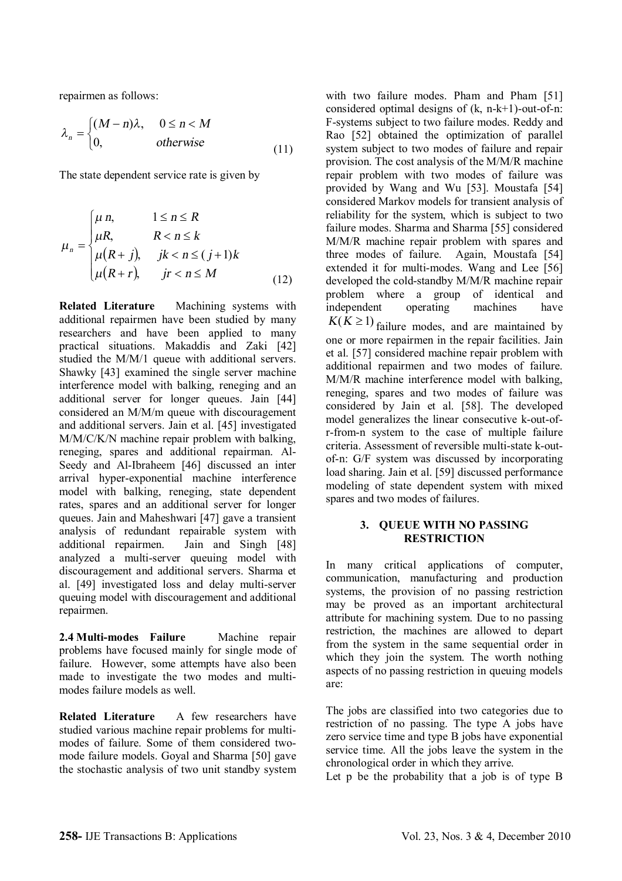repairmen as follows:

$$\lambda_n = \begin{cases} (M-n)\lambda, & 0 \le n < M \\ 0, & otherwise \end{cases} \tag{11}$$

The state dependent service rate is given by

$$\mu_n = \begin{cases} \mu\, n, & 1 \le n \le R \\ \mu R, & R < n \le k \\ \mu(R+j), & jk < n \le (j+1)k \\ \mu(R+r), & jr < n \le M \end{cases} \tag{12}$$

**Related Literature** Machining systems with additional repairmen have been studied by many researchers and have been applied to many practical situations. Makaddis and Zaki [42] studied the M/M/1 queue with additional servers. Shawky [43] examined the single server machine interference model with balking, reneging and an additional server for longer queues. Jain [44] considered an M/M/m queue with discouragement and additional servers. Jain et al. [45] investigated M/M/C/K/N machine repair problem with balking, reneging, spares and additional repairman. Al-Seedy and Al-Ibraheem [46] discussed an inter arrival hyper-exponential machine interference model with balking, reneging, state dependent rates, spares and an additional server for longer queues. Jain and Maheshwari [47] gave a transient analysis of redundant repairable system with additional repairmen. Jain and Singh [48] analyzed a multi-server queuing model with discouragement and additional servers. Sharma et al. [49] investigated loss and delay multi-server queuing model with discouragement and additional repairmen.

**2.4 Multi-modes Failure** Machine repair problems have focused mainly for single mode of failure. However, some attempts have also been made to investigate the two modes and multi-modes failure models as well.

**Related Literature** A few researchers have studied various machine repair problems for multi-modes of failure. Some of them considered two-mode failure models. Goyal and Sharma [50] gave the stochastic analysis of two unit standby system with two failure modes. Pham and Pham [51] considered optimal designs of (k, n-k+1)-out-of-n: F-systems subject to two failure modes. Reddy and Rao [52] obtained the optimization of parallel system subject to two modes of failure and repair provision. The cost analysis of the M/M/R machine repair problem with two modes of failure was provided by Wang and Wu [53]. Moustafa [54] considered Markov models for transient analysis of reliability for the system, which is subject to two failure modes. Sharma and Sharma [55] considered M/M/R machine repair problem with spares and three modes of failure. Again, Moustafa [54] extended it for multi-modes. Wang and Lee [56] developed the cold-standby M/M/R machine repair problem where a group of identical and independent operating machines have $K(K \ge 1)$ failure modes, and are maintained by one or more repairmen in the repair facilities. Jain et al. [57] considered machine repair problem with additional repairmen and two modes of failure. M/M/R machine interference model with balking, reneging, spares and two modes of failure was considered by Jain et al. [58]. The developed model generalizes the linear consecutive k-out-of-r-from-n system to the case of multiple failure criteria. Assessment of reversible multi-state k-out-of-n: G/F system was discussed by incorporating load sharing. Jain et al. [59] discussed performance modeling of state dependent system with mixed spares and two modes of failures.

## 3. QUEUE WITH NO PASSING RESTRICTION

In many critical applications of computer, communication, manufacturing and production systems, the provision of no passing restriction may be proved as an important architectural attribute for machining system. Due to no passing restriction, the machines are allowed to depart from the system in the same sequential order in which they join the system. The worth nothing aspects of no passing restriction in queuing models are:

The jobs are classified into two categories due to restriction of no passing. The type A jobs have zero service time and type B jobs have exponential service time. All the jobs leave the system in the chronological order in which they arrive.

Let p be the probability that a job is of type B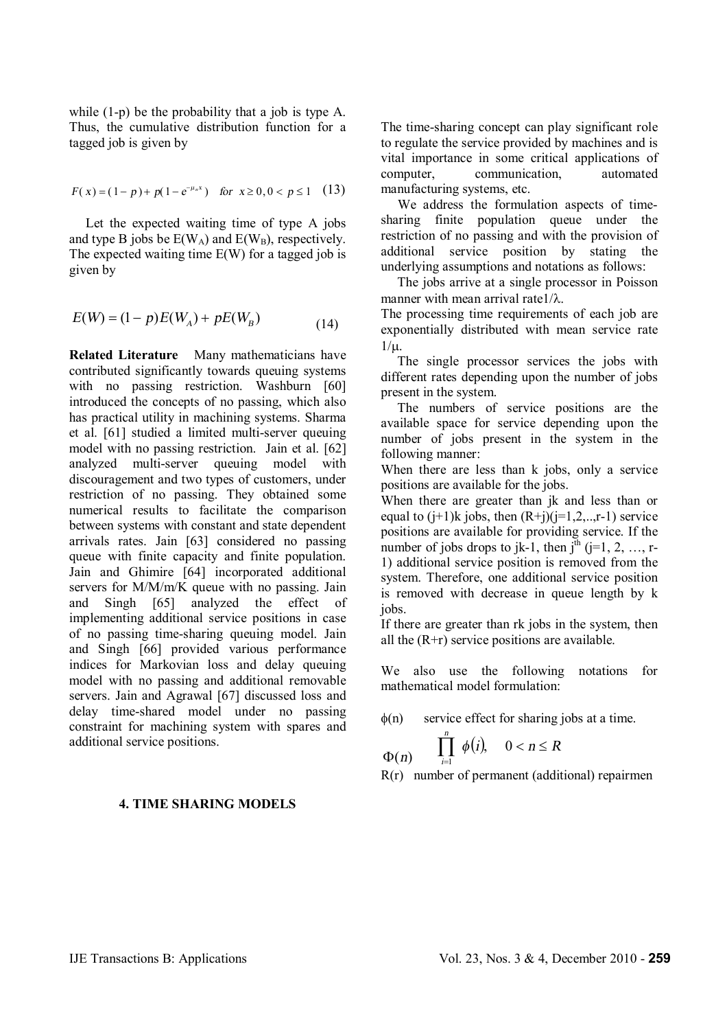while (1-p) be the probability that a job is type A. Thus, the cumulative distribution function for a tagged job is given by

$$F(x) = (1-p) + p(1 - e^{-\mu_a x}) \quad for \ x \geq 0, 0 < p \leq 1 \quad (13)$$

Let the expected waiting time of type A jobs and type B jobs be $E(W_A)$ and $E(W_B)$, respectively. The expected waiting time E(W) for a tagged job is given by

$$E(W) = (1-p)E(W_A) + pE(W_B) \tag{14}$$

**Related Literature** Many mathematicians have contributed significantly towards queuing systems with no passing restriction. Washburn [60] introduced the concepts of no passing, which also has practical utility in machining systems. Sharma et al. [61] studied a limited multi-server queuing model with no passing restriction. Jain et al. [62] analyzed multi-server queuing model with discouragement and two types of customers, under restriction of no passing. They obtained some numerical results to facilitate the comparison between systems with constant and state dependent arrivals rates. Jain [63] considered no passing queue with finite capacity and finite population. Jain and Ghimire [64] incorporated additional servers for M/M/m/K queue with no passing. Jain and Singh [65] analyzed the effect of implementing additional service positions in case of no passing time-sharing queuing model. Jain and Singh [66] provided various performance indices for Markovian loss and delay queuing model with no passing and additional removable servers. Jain and Agrawal [67] discussed loss and delay time-shared model under no passing constraint for machining system with spares and additional service positions.

## 4. TIME SHARING MODELS

The time-sharing concept can play significant role to regulate the service provided by machines and is vital importance in some critical applications of computer, communication, automated manufacturing systems, etc.

We address the formulation aspects of time-sharing finite population queue under the restriction of no passing and with the provision of additional service position by stating the underlying assumptions and notations as follows:

The jobs arrive at a single processor in Poisson manner with mean arrival rate$1/\lambda$.

The processing time requirements of each job are exponentially distributed with mean service rate $1/\mu$.

The single processor services the jobs with different rates depending upon the number of jobs present in the system.

The numbers of service positions are the available space for service depending upon the number of jobs present in the system in the following manner:

When there are less than k jobs, only a service positions are available for the jobs.

When there are greater than jk and less than or equal to (j+1)k jobs, then (R+j)(j=1,2,..,r-1) service positions are available for providing service. If the number of jobs drops to jk-1, then $j^{th}$ (j=1, 2, …, r-1) additional service position is removed from the system. Therefore, one additional service position is removed with decrease in queue length by k jobs.

If there are greater than rk jobs in the system, then all the (R+r) service positions are available.

We also use the following notations for mathematical model formulation:

$\phi(n)$ service effect for sharing jobs at a time.

$\Phi(n)$ $\quad \prod_{i=1}^{n} \phi(i), \quad 0 < n \leq R$

R(r) number of permanent (additional) repairmen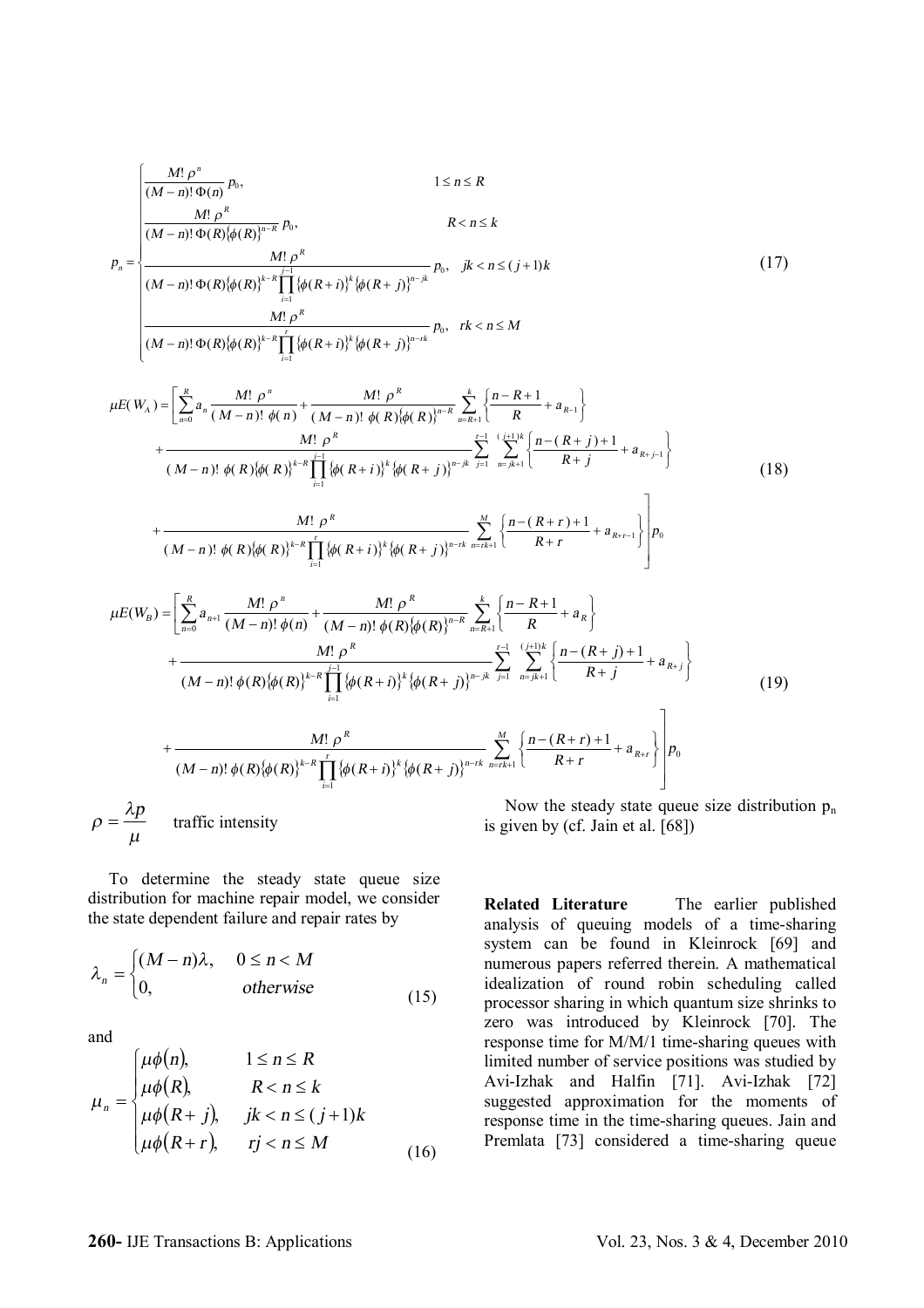$$p_n = \begin{cases} \dfrac{M!\,\rho^n}{(M-n)!\,\Phi(n)}\,p_0, & 1 \le n \le R \\ \dfrac{M!\,\rho^R}{(M-n)!\,\Phi(R)\{\phi(R)\}^{n-R}}\,p_0, & R < n \le k \\ \dfrac{M!\,\rho^R}{(M-n)!\,\Phi(R)\{\phi(R)\}^{k-R}\prod_{i=1}^{j-1}\{\phi(R+i)\}^k\{\phi(R+j)\}^{n-jk}}\,p_0, & jk < n \le (j+1)k \\ \dfrac{M!\,\rho^R}{(M-n)!\,\Phi(R)\{\phi(R)\}^{k-R}\prod_{i=1}^{r}\{\phi(R+i)\}^k\{\phi(R+j)\}^{n-rk}}\,p_0, & rk < n \le M \end{cases} \tag{17}$$

$$\begin{aligned} \mu E(W_A) = \Bigg[ & \sum_{n=0}^{R} a_n \frac{M!\,\rho^n}{(M-n)!\,\phi(n)} + \frac{M!\,\rho^R}{(M-n)!\,\phi(R)\{\phi(R)\}^{n-R}} \sum_{n=R+1}^{k} \left\{ \frac{n-R+1}{R} + a_{R-1} \right\} \\ & + \frac{M!\,\rho^R}{(M-n)!\,\phi(R)\{\phi(R)\}^{k-R}\prod_{i=1}^{j-1}\{\phi(R+i)\}^k\{\phi(R+j)\}^{n-jk}} \sum_{j=1}^{r-1}\sum_{n=jk+1}^{(j+1)k} \left\{ \frac{n-(R+j)+1}{R+j} + a_{R+j-1} \right\} \\ & + \frac{M!\,\rho^R}{(M-n)!\,\phi(R)\{\phi(R)\}^{k-R}\prod_{i=1}^{r}\{\phi(R+i)\}^k\{\phi(R+j)\}^{n-rk}} \sum_{n=rk+1}^{M} \left\{ \frac{n-(R+r)+1}{R+r} + a_{R+r-1} \right\} \Bigg] p_0 \end{aligned} \tag{18}$$

$$\begin{aligned} \mu E(W_B) = \Bigg[ & \sum_{n=0}^{R} a_{n+1} \frac{M!\,\rho^n}{(M-n)!\,\phi(n)} + \frac{M!\,\rho^R}{(M-n)!\,\phi(R)\{\phi(R)\}^{n-R}} \sum_{n=R+1}^{k} \left\{ \frac{n-R+1}{R} + a_{R} \right\} \\ & + \frac{M!\,\rho^R}{(M-n)!\,\phi(R)\{\phi(R)\}^{k-R}\prod_{i=1}^{j-1}\{\phi(R+i)\}^k\{\phi(R+j)\}^{n-jk}} \sum_{j=1}^{r-1}\sum_{n=jk+1}^{(j+1)k} \left\{ \frac{n-(R+j)+1}{R+j} + a_{R+j} \right\} \\ & + \frac{M!\,\rho^R}{(M-n)!\,\phi(R)\{\phi(R)\}^{k-R}\prod_{i=1}^{r}\{\phi(R+i)\}^k\{\phi(R+j)\}^{n-rk}} \sum_{n=rk+1}^{M} \left\{ \frac{n-(R+r)+1}{R+r} + a_{R+r} \right\} \Bigg] p_0 \end{aligned} \tag{19}$$

$\rho = \dfrac{\lambda p}{\mu}$ traffic intensity

To determine the steady state queue size distribution for machine repair model, we consider the state dependent failure and repair rates by

$$\lambda_n = \begin{cases} (M-n)\lambda, & 0 \le n < M \\ 0, & otherwise \end{cases} \tag{15}$$

and

$$\mu_n = \begin{cases} \mu\phi(n), & 1 \le n \le R \\ \mu\phi(R), & R < n \le k \\ \mu\phi(R+j), & jk < n \le (j+1)k \\ \mu\phi(R+r), & rj < n \le M \end{cases} \tag{16}$$

Now the steady state queue size distribution $p_n$ is given by (cf. Jain et al. [68])

**Related Literature** The earlier published analysis of queuing models of a time-sharing system can be found in Kleinrock [69] and numerous papers referred therein. A mathematical idealization of round robin scheduling called processor sharing in which quantum size shrinks to zero was introduced by Kleinrock [70]. The response time for M/M/1 time-sharing queues with limited number of service positions was studied by Avi-Izhak and Halfin [71]. Avi-Izhak [72] suggested approximation for the moments of response time in the time-sharing queues. Jain and Premlata [73] considered a time-sharing queue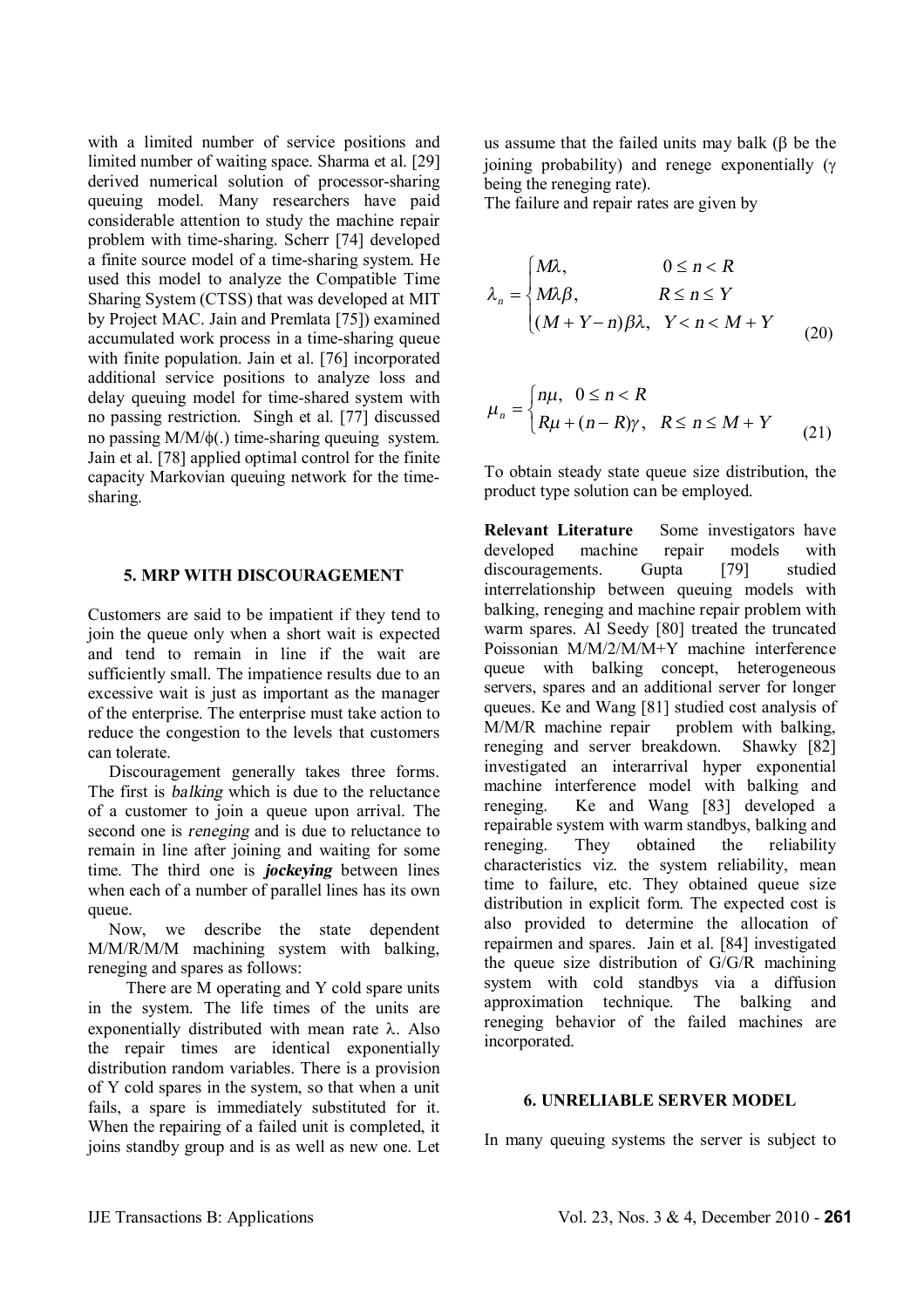with a limited number of service positions and limited number of waiting space. Sharma et al. [29] derived numerical solution of processor-sharing queuing model. Many researchers have paid considerable attention to study the machine repair problem with time-sharing. Scherr [74] developed a finite source model of a time-sharing system. He used this model to analyze the Compatible Time Sharing System (CTSS) that was developed at MIT by Project MAC. Jain and Premlata [75]) examined accumulated work process in a time-sharing queue with finite population. Jain et al. [76] incorporated additional service positions to analyze loss and delay queuing model for time-shared system with no passing restriction. Singh et al. [77] discussed no passing M/M/$\phi$(.) time-sharing queuing system. Jain et al. [78] applied optimal control for the finite capacity Markovian queuing network for the time-sharing.

## 5. MRP WITH DISCOURAGEMENT

Customers are said to be impatient if they tend to join the queue only when a short wait is expected and tend to remain in line if the wait are sufficiently small. The impatience results due to an excessive wait is just as important as the manager of the enterprise. The enterprise must take action to reduce the congestion to the levels that customers can tolerate.

Discouragement generally takes three forms. The first is *balking* which is due to the reluctance of a customer to join a queue upon arrival. The second one is *reneging* and is due to reluctance to remain in line after joining and waiting for some time. The third one is ***jockeying*** between lines when each of a number of parallel lines has its own queue.

Now, we describe the state dependent M/M/R/M/M machining system with balking, reneging and spares as follows:

There are M operating and Y cold spare units in the system. The life times of the units are exponentially distributed with mean rate $\lambda$. Also the repair times are identical exponentially distribution random variables. There is a provision of Y cold spares in the system, so that when a unit fails, a spare is immediately substituted for it. When the repairing of a failed unit is completed, it joins standby group and is as well as new one. Let us assume that the failed units may balk ($\beta$ be the joining probability) and renege exponentially ($\gamma$ being the reneging rate).

The failure and repair rates are given by

$$\lambda_n = \begin{cases} M\lambda, & 0 \le n < R \\ M\lambda\beta, & R \le n \le Y \\ (M+Y-n)\beta\lambda, & Y < n < M+Y \end{cases} \tag{20}$$

$$\mu_n = \begin{cases} n\mu, & 0 \le n < R \\ R\mu + (n-R)\gamma, & R \le n \le M+Y \end{cases} \tag{21}$$

To obtain steady state queue size distribution, the product type solution can be employed.

**Relevant Literature** Some investigators have developed machine repair models with discouragements. Gupta [79] studied interrelationship between queuing models with balking, reneging and machine repair problem with warm spares. Al Seedy [80] treated the truncated Poissonian M/M/2/M/M+Y machine interference queue with balking concept, heterogeneous servers, spares and an additional server for longer queues. Ke and Wang [81] studied cost analysis of M/M/R machine repair problem with balking, reneging and server breakdown. Shawky [82] investigated an interarrival hyper exponential machine interference model with balking and reneging. Ke and Wang [83] developed a repairable system with warm standbys, balking and reneging. They obtained the reliability characteristics viz. the system reliability, mean time to failure, etc. They obtained queue size distribution in explicit form. The expected cost is also provided to determine the allocation of repairmen and spares. Jain et al. [84] investigated the queue size distribution of G/G/R machining system with cold standbys via a diffusion approximation technique. The balking and reneging behavior of the failed machines are incorporated.

## 6. UNRELIABLE SERVER MODEL

In many queuing systems the server is subject to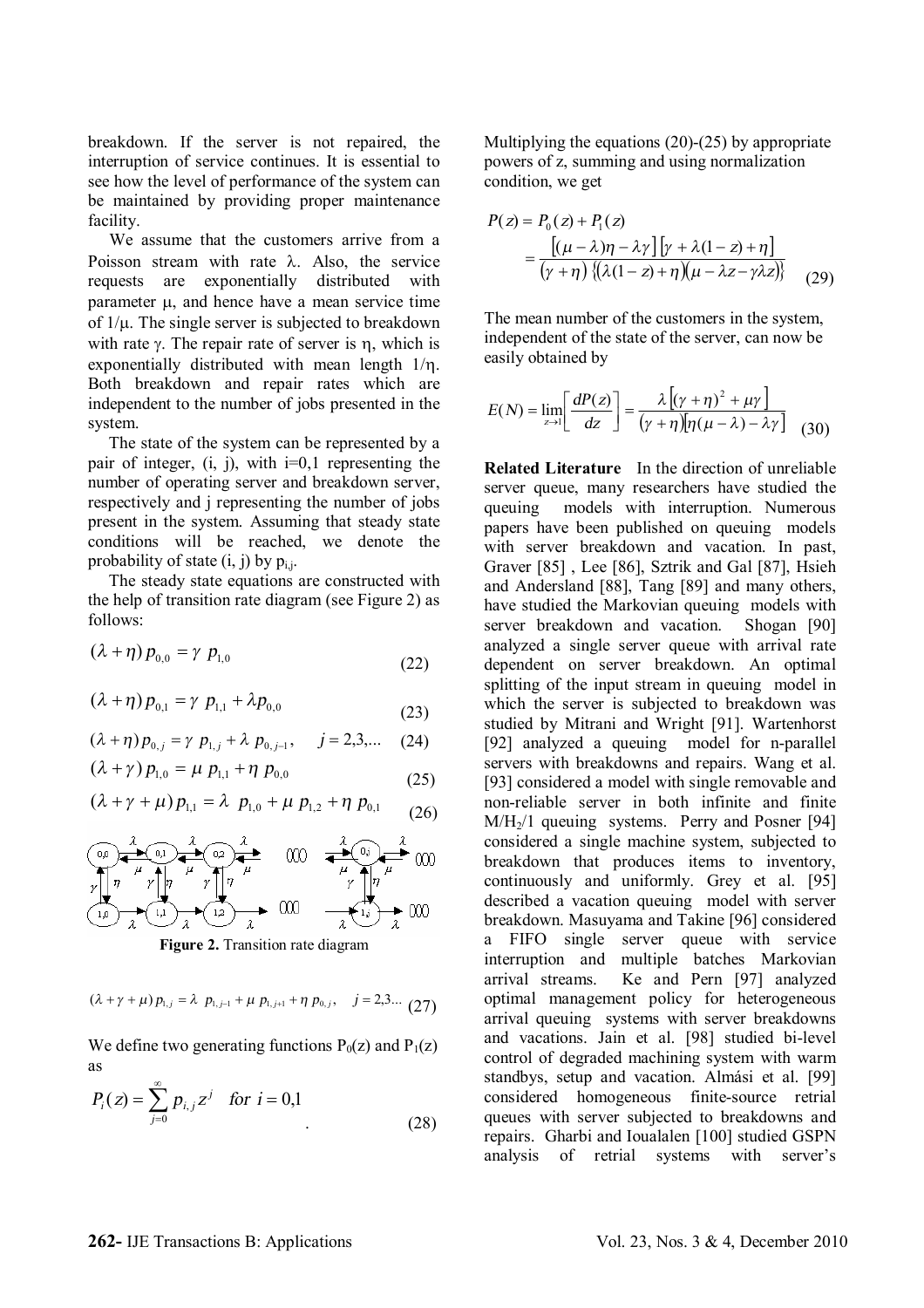breakdown. If the server is not repaired, the interruption of service continues. It is essential to see how the level of performance of the system can be maintained by providing proper maintenance facility.

We assume that the customers arrive from a Poisson stream with rate $\lambda$. Also, the service requests are exponentially distributed with parameter $\mu$, and hence have a mean service time of $1/\mu$. The single server is subjected to breakdown with rate $\gamma$. The repair rate of server is $\eta$, which is exponentially distributed with mean length $1/\eta$. Both breakdown and repair rates which are independent to the number of jobs presented in the system.

The state of the system can be represented by a pair of integer, (i, j), with i=0,1 representing the number of operating server and breakdown server, respectively and j representing the number of jobs present in the system. Assuming that steady state conditions will be reached, we denote the probability of state (i, j) by $p_{i,j}$.

The steady state equations are constructed with the help of transition rate diagram (see Figure 2) as follows:

$$(\lambda+\eta)\,p_{0,0}=\gamma\; p_{1,0} \tag{22}$$

$$(\lambda+\eta)\,p_{0,1}=\gamma\; p_{1,1}+\lambda p_{0,0} \tag{23}$$

$$(\lambda+\eta)\,p_{0,j}=\gamma\; p_{1,j}+\lambda\; p_{0,j-1}, \quad j=2,3,... \tag{24}$$

$$(\lambda+\gamma)\,p_{1,0}=\mu\; p_{1,1}+\eta\; p_{0,0} \tag{25}$$

$$(\lambda+\gamma+\mu)\,p_{1,1}=\lambda\; p_{1,0}+\mu\; p_{1,2}+\eta\; p_{0,1} \tag{26}$$

**Figure 2.** Transition rate diagram

$$(\lambda+\gamma+\mu)\,p_{1,j}=\lambda\; p_{1,j-1}+\mu\; p_{1,j+1}+\eta\; p_{0,j}, \quad j=2,3... \tag{27}$$

We define two generating functions $P_0(z)$ and $P_1(z)$ as

$$P_i(z)=\sum_{j=0}^{\infty}p_{i,j}z^j \quad for\ i=0,1 \tag{28}$$

Multiplying the equations (20)-(25) by appropriate powers of z, summing and using normalization condition, we get

$$P(z)=P_0(z)+P_1(z) =\frac{\left[(\mu-\lambda)\eta-\lambda\gamma\right]\left[\gamma+\lambda(1-z)+\eta\right]}{(\gamma+\eta)\left\{(\lambda(1-z)+\eta)(\mu-\lambda z-\gamma\lambda z)\right\}} \tag{29}$$

The mean number of the customers in the system, independent of the state of the server, can now be easily obtained by

$$E(N)=\lim_{z\to 1}\left[\frac{dP(z)}{dz}\right]=\frac{\lambda\left[(\gamma+\eta)^2+\mu\gamma\right]}{(\gamma+\eta)\left[\eta(\mu-\lambda)-\lambda\gamma\right]} \tag{30}$$

**Related Literature** In the direction of unreliable server queue, many researchers have studied the queuing models with interruption. Numerous papers have been published on queuing models with server breakdown and vacation. In past, Graver [85] , Lee [86], Sztrik and Gal [87], Hsieh and Andersland [88], Tang [89] and many others, have studied the Markovian queuing models with server breakdown and vacation. Shogan [90] analyzed a single server queue with arrival rate dependent on server breakdown. An optimal splitting of the input stream in queuing model in which the server is subjected to breakdown was studied by Mitrani and Wright [91]. Wartenhorst [92] analyzed a queuing model for n-parallel servers with breakdowns and repairs. Wang et al. [93] considered a model with single removable and non-reliable server in both infinite and finite $M/H_2/1$ queuing systems. Perry and Posner [94] considered a single machine system, subjected to breakdown that produces items to inventory, continuously and uniformly. Grey et al. [95] described a vacation queuing model with server breakdown. Masuyama and Takine [96] considered a FIFO single server queue with service interruption and multiple batches Markovian arrival streams. Ke and Pern [97] analyzed optimal management policy for heterogeneous arrival queuing systems with server breakdowns and vacations. Jain et al. [98] studied bi-level control of degraded machining system with warm standbys, setup and vacation. Almási et al. [99] considered homogeneous finite-source retrial queues with server subjected to breakdowns and repairs. Gharbi and Ioualalen [100] studied GSPN analysis of retrial systems with server's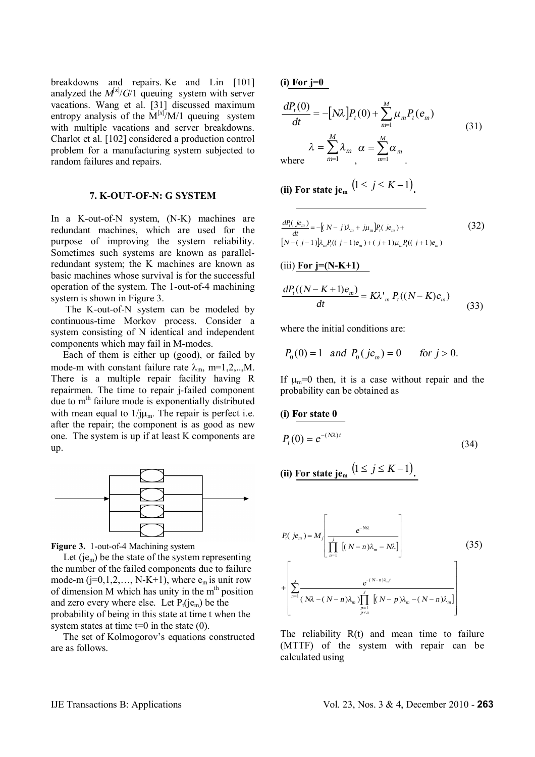breakdowns and repairs. Ke and Lin [101] analyzed the $M^{[x]}/G/1$ queuing system with server vacations. Wang et al. [31] discussed maximum entropy analysis of the $M^{[x]}/M/1$ queuing system with multiple vacations and server breakdowns. Charlot et al. [102] considered a production control problem for a manufacturing system subjected to random failures and repairs.

## 7. K-OUT-OF-N: G SYSTEM

In a K-out-of-N system, (N-K) machines are redundant machines, which are used for the purpose of improving the system reliability. Sometimes such systems are known as parallel-redundant system; the K machines are known as basic machines whose survival is for the successful operation of the system. The 1-out-of-4 machining system is shown in Figure 3.

The K-out-of-N system can be modeled by continuous-time Morkov process. Consider a system consisting of N identical and independent components which may fail in M-modes.

Each of them is either up (good), or failed by mode-m with constant failure rate $\lambda_m$, m=1,2,..,M. There is a multiple repair facility having R repairmen. The time to repair j-failed component due to m[th] failure mode is exponentially distributed with mean equal to $1/j\mu_m$. The repair is perfect i.e. after the repair; the component is as good as new one. The system is up if at least K components are up.

**Figure 3.** 1-out-of-4 Machining system

Let ($je_m$) be the state of the system representing the number of the failed components due to failure mode-m (j=0,1,2,…, N-K+1), where $e_m$ is unit row of dimension M which has unity in the m[th] position and zero every where else. Let $P_t(je_m)$ be the probability of being in this state at time t when the system states at time t=0 in the state (0).

The set of Kolmogorov's equations constructed are as follows.

**(i) For j=0**

$$\frac{dP_t(0)}{dt} = -[N\lambda]P_t(0) + \sum_{m=1}^{M} \mu_m P_t(e_m) \tag{31}$$

where $\lambda = \sum_{m=1}^{M} \lambda_m$, $\alpha = \sum_{m=1}^{M} \alpha_m$.

**(ii) For state je$_m$ $(1 \le j \le K-1)$.**

$$\frac{dP_t(je_m)}{dt} = -[(N-j)\lambda_m + j\mu_m]P_t(je_m) + [N-(j-1)]\lambda_m P_t((j-1)e_m) + (j+1)\mu_m P_t((j+1)e_m) \tag{32}$$

(iii) **For j=(N-K+1)**

$$\frac{dP_t((N-K+1)e_m)}{dt} = K\lambda'_m \, P_t((N-K)e_m) \tag{33}$$

where the initial conditions are:

$$P_0(0) = 1 \quad and \quad P_0(je_m) = 0 \qquad for \; j > 0.$$

If $\mu_m$=0 then, it is a case without repair and the probability can be obtained as

**(i) For state 0**

$$P_t(0) = e^{-(N\lambda)t} \tag{34}$$

**(ii) For state je$_m$ $(1 \le j \le K-1)$.**

$$P_t(je_m) = M_j \left[ \frac{e^{-N\lambda}}{\prod_{n=1}^{j} [(N-n)\lambda_m - N\lambda]} \right] + \left[ \sum_{n=1}^{j} \frac{e^{-(N-n)\lambda_m t}}{(N\lambda - (N-n)\lambda_m)\prod_{\substack{p=1 \\ p \ne n}}^{j} [(N-p)\lambda_m - (N-n)\lambda_m]} \right] \tag{35}$$

The reliability R(t) and mean time to failure (MTTF) of the system with repair can be calculated using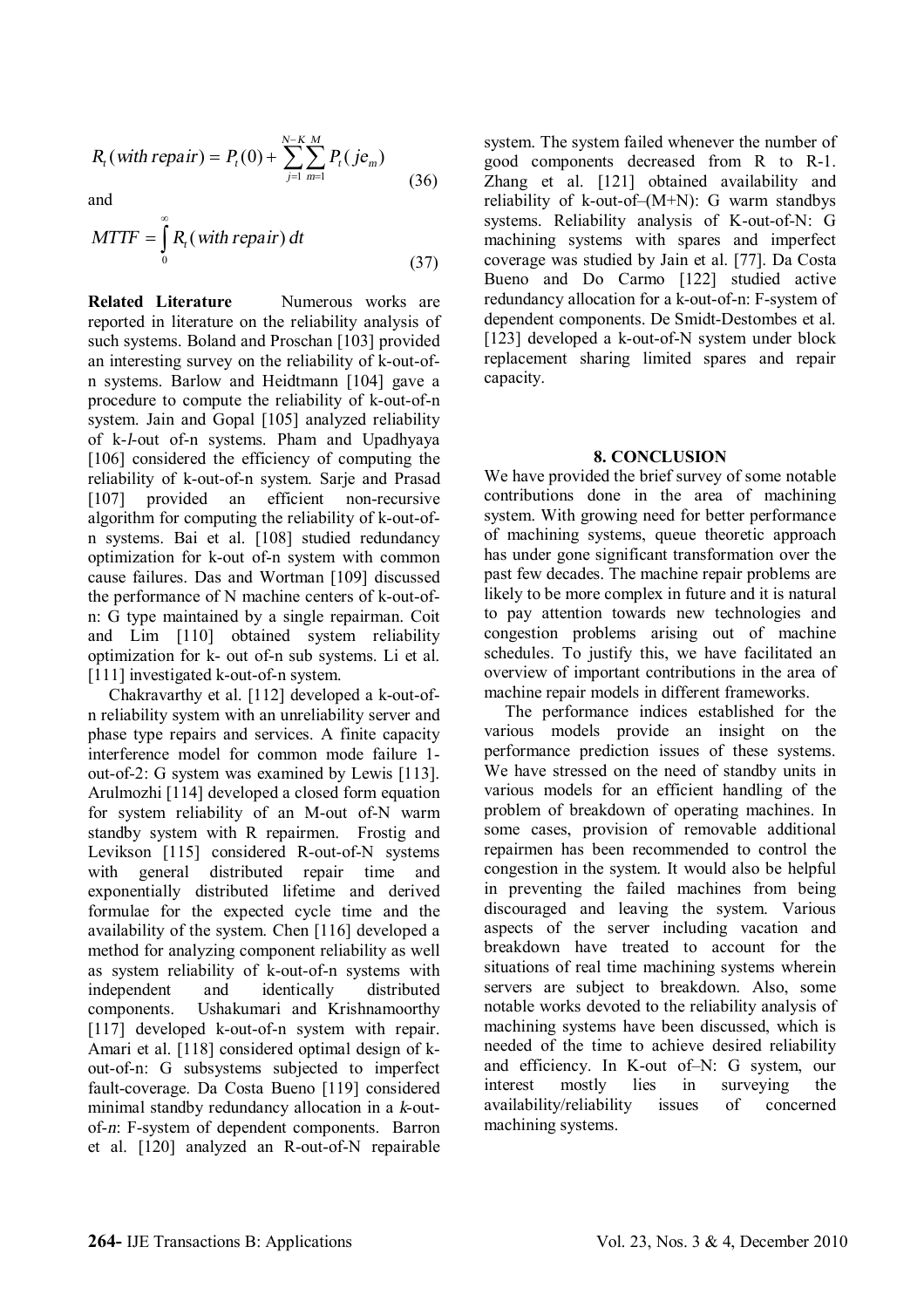$$R_t(with\ repair) = P_t(0) + \sum_{j=1}^{N-K}\sum_{m=1}^{M} P_t(je_m) \tag{36}$$

and

$$MTTF = \int_0^{\infty} R_t(with\ repair)\, dt \tag{37}$$

**Related Literature** Numerous works are reported in literature on the reliability analysis of such systems. Boland and Proschan [103] provided an interesting survey on the reliability of k-out-of-n systems. Barlow and Heidtmann [104] gave a procedure to compute the reliability of k-out-of-n system. Jain and Gopal [105] analyzed reliability of k-*l*-out of-n systems. Pham and Upadhyaya [106] considered the efficiency of computing the reliability of k-out-of-n system. Sarje and Prasad [107] provided an efficient non-recursive algorithm for computing the reliability of k-out-of-n systems. Bai et al. [108] studied redundancy optimization for k-out of-n system with common cause failures. Das and Wortman [109] discussed the performance of N machine centers of k-out-of-n: G type maintained by a single repairman. Coit and Lim [110] obtained system reliability optimization for k- out of-n sub systems. Li et al. [111] investigated k-out-of-n system.

Chakravarthy et al. [112] developed a k-out-of-n reliability system with an unreliability server and phase type repairs and services. A finite capacity interference model for common mode failure 1-out-of-2: G system was examined by Lewis [113]. Arulmozhi [114] developed a closed form equation for system reliability of an M-out of-N warm standby system with R repairmen. Frostig and Levikson [115] considered R-out-of-N systems with general distributed repair time and exponentially distributed lifetime and derived formulae for the expected cycle time and the availability of the system. Chen [116] developed a method for analyzing component reliability as well as system reliability of k-out-of-n systems with independent and identically distributed components. Ushakumari and Krishnamoorthy [117] developed k-out-of-n system with repair. Amari et al. [118] considered optimal design of k-out-of-n: G subsystems subjected to imperfect fault-coverage. Da Costa Bueno [119] considered minimal standby redundancy allocation in a *k*-out-of-*n*: F-system of dependent components. Barron et al. [120] analyzed an R-out-of-N repairable system. The system failed whenever the number of good components decreased from R to R-1. Zhang et al. [121] obtained availability and reliability of k-out-of–(M+N): G warm standbys systems. Reliability analysis of K-out-of-N: G machining systems with spares and imperfect coverage was studied by Jain et al. [77]. Da Costa Bueno and Do Carmo [122] studied active redundancy allocation for a k-out-of-n: F-system of dependent components. De Smidt-Destombes et al. [123] developed a k-out-of-N system under block replacement sharing limited spares and repair capacity.

## 8. CONCLUSION

We have provided the brief survey of some notable contributions done in the area of machining system. With growing need for better performance of machining systems, queue theoretic approach has under gone significant transformation over the past few decades. The machine repair problems are likely to be more complex in future and it is natural to pay attention towards new technologies and congestion problems arising out of machine schedules. To justify this, we have facilitated an overview of important contributions in the area of machine repair models in different frameworks.

The performance indices established for the various models provide an insight on the performance prediction issues of these systems. We have stressed on the need of standby units in various models for an efficient handling of the problem of breakdown of operating machines. In some cases, provision of removable additional repairmen has been recommended to control the congestion in the system. It would also be helpful in preventing the failed machines from being discouraged and leaving the system. Various aspects of the server including vacation and breakdown have treated to account for the situations of real time machining systems wherein servers are subject to breakdown. Also, some notable works devoted to the reliability analysis of machining systems have been discussed, which is needed of the time to achieve desired reliability and efficiency. In K-out of–N: G system, our interest mostly lies in surveying the availability/reliability issues of concerned machining systems.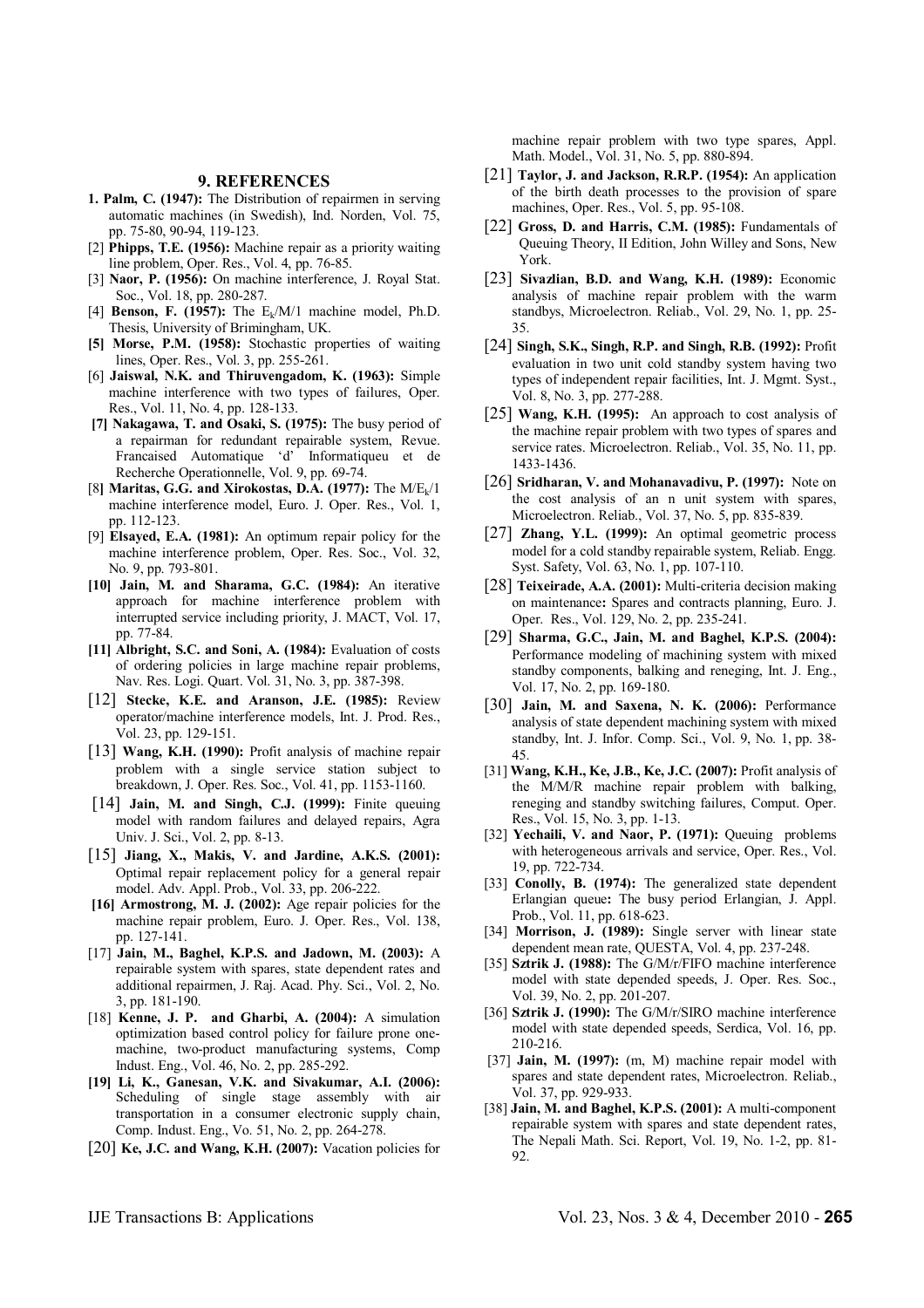## 9. REFERENCES

1. **Palm, C. (1947):** The Distribution of repairmen in serving automatic machines (in Swedish), Ind. Norden, Vol. 75, pp. 75-80, 90-94, 119-123.

[2] **Phipps, T.E. (1956):** Machine repair as a priority waiting line problem, Oper. Res., Vol. 4, pp. 76-85.

[3] **Naor, P. (1956):** On machine interference, J. Royal Stat. Soc., Vol. 18, pp. 280-287.

[4] **Benson, F. (1957):** The $E_k$/M/1 machine model, Ph.D. Thesis, University of Brimingham, UK.

**[5] Morse, P.M. (1958):** Stochastic properties of waiting lines, Oper. Res., Vol. 3, pp. 255-261.

[6] **Jaiswal, N.K. and Thiruvengadom, K. (1963):** Simple machine interference with two types of failures, Oper. Res., Vol. 11, No. 4, pp. 128-133.

**[7] Nakagawa, T. and Osaki, S. (1975):** The busy period of a repairman for redundant repairable system, Revue. Francaised Automatique 'd' Informatiqueu et de Recherche Operationnelle, Vol. 9, pp. 69-74.

[8] **Maritas, G.G. and Xirokostas, D.A. (1977):** The M/$E_k$/1 machine interference model, Euro. J. Oper. Res., Vol. 1, pp. 112-123.

[9] **Elsayed, E.A. (1981):** An optimum repair policy for the machine interference problem, Oper. Res. Soc., Vol. 32, No. 9, pp. 793-801.

**[10] Jain, M. and Sharama, G.C. (1984):** An iterative approach for machine interference problem with interrupted service including priority, J. MACT, Vol. 17, pp. 77-84.

**[11] Albright, S.C. and Soni, A. (1984):** Evaluation of costs of ordering policies in large machine repair problems, Nav. Res. Logi. Quart. Vol. 31, No. 3, pp. 387-398.

[12] **Stecke, K.E. and Aranson, J.E. (1985):** Review operator/machine interference models, Int. J. Prod. Res., Vol. 23, pp. 129-151.

[13] **Wang, K.H. (1990):** Profit analysis of machine repair problem with a single service station subject to breakdown, J. Oper. Res. Soc., Vol. 41, pp. 1153-1160.

[14] **Jain, M. and Singh, C.J. (1999):** Finite queuing model with random failures and delayed repairs, Agra Univ. J. Sci., Vol. 2, pp. 8-13.

[15] **Jiang, X., Makis, V. and Jardine, A.K.S. (2001):** Optimal repair replacement policy for a general repair model. Adv. Appl. Prob., Vol. 33, pp. 206-222.

**[16] Armostrong, M. J. (2002):** Age repair policies for the machine repair problem, Euro. J. Oper. Res., Vol. 138, pp. 127-141.

[17] **Jain, M., Baghel, K.P.S. and Jadown, M. (2003):** A repairable system with spares, state dependent rates and additional repairmen, J. Raj. Acad. Phy. Sci., Vol. 2, No. 3, pp. 181-190.

[18] **Kenne, J. P. and Gharbi, A. (2004):** A simulation optimization based control policy for failure prone one-machine, two-product manufacturing systems, Comp Indust. Eng., Vol. 46, No. 2, pp. 285-292.

**[19] Li, K., Ganesan, V.K. and Sivakumar, A.I. (2006):** Scheduling of single stage assembly with air transportation in a consumer electronic supply chain, Comp. Indust. Eng., Vo. 51, No. 2, pp. 264-278.

[20] **Ke, J.C. and Wang, K.H. (2007):** Vacation policies for machine repair problem with two type spares, Appl. Math. Model., Vol. 31, No. 5, pp. 880-894.

[21] **Taylor, J. and Jackson, R.R.P. (1954):** An application of the birth death processes to the provision of spare machines, Oper. Res., Vol. 5, pp. 95-108.

[22] **Gross, D. and Harris, C.M. (1985):** Fundamentals of Queuing Theory, II Edition, John Willey and Sons, New York.

[23] **Sivazlian, B.D. and Wang, K.H. (1989):** Economic analysis of machine repair problem with the warm standbys, Microelectron. Reliab., Vol. 29, No. 1, pp. 25-35.

[24] **Singh, S.K., Singh, R.P. and Singh, R.B. (1992):** Profit evaluation in two unit cold standby system having two types of independent repair facilities, Int. J. Mgmt. Syst., Vol. 8, No. 3, pp. 277-288.

[25] **Wang, K.H. (1995):** An approach to cost analysis of the machine repair problem with two types of spares and service rates. Microelectron. Reliab., Vol. 35, No. 11, pp. 1433-1436.

[26] **Sridharan, V. and Mohanavadivu, P. (1997):** Note on the cost analysis of an n unit system with spares, Microelectron. Reliab., Vol. 37, No. 5, pp. 835-839.

[27] **Zhang, Y.L. (1999):** An optimal geometric process model for a cold standby repairable system, Reliab. Engg. Syst. Safety, Vol. 63, No. 1, pp. 107-110.

[28] **Teixeirade, A.A. (2001):** Multi-criteria decision making on maintenance**:** Spares and contracts planning, Euro. J. Oper. Res., Vol. 129, No. 2, pp. 235-241.

[29] **Sharma, G.C., Jain, M. and Baghel, K.P.S. (2004):** Performance modeling of machining system with mixed standby components, balking and reneging, Int. J. Eng., Vol. 17, No. 2, pp. 169-180.

[30] **Jain, M. and Saxena, N. K. (2006):** Performance analysis of state dependent machining system with mixed standby, Int. J. Infor. Comp. Sci., Vol. 9, No. 1, pp. 38-45.

[31] **Wang, K.H., Ke, J.B., Ke, J.C. (2007):** Profit analysis of the M/M/R machine repair problem with balking, reneging and standby switching failures, Comput. Oper. Res., Vol. 15, No. 3, pp. 1-13.

[32] **Yechaili, V. and Naor, P. (1971):** Queuing problems with heterogeneous arrivals and service, Oper. Res., Vol. 19, pp. 722-734.

[33] **Conolly, B. (1974):** The generalized state dependent Erlangian queue**:** The busy period Erlangian, J. Appl. Prob., Vol. 11, pp. 618-623.

[34] **Morrison, J. (1989):** Single server with linear state dependent mean rate, QUESTA, Vol. 4, pp. 237-248.

[35] **Sztrik J. (1988):** The G/M/r/FIFO machine interference model with state depended speeds, J. Oper. Res. Soc., Vol. 39, No. 2, pp. 201-207.

[36] **Sztrik J. (1990):** The G/M/r/SIRO machine interference model with state depended speeds, Serdica, Vol. 16, pp. 210-216.

[37] **Jain, M. (1997):** (m, M) machine repair model with spares and state dependent rates, Microelectron. Reliab., Vol. 37, pp. 929-933.

[38] **Jain, M. and Baghel, K.P.S. (2001):** A multi-component repairable system with spares and state dependent rates, The Nepali Math. Sci. Report, Vol. 19, No. 1-2, pp. 81-92.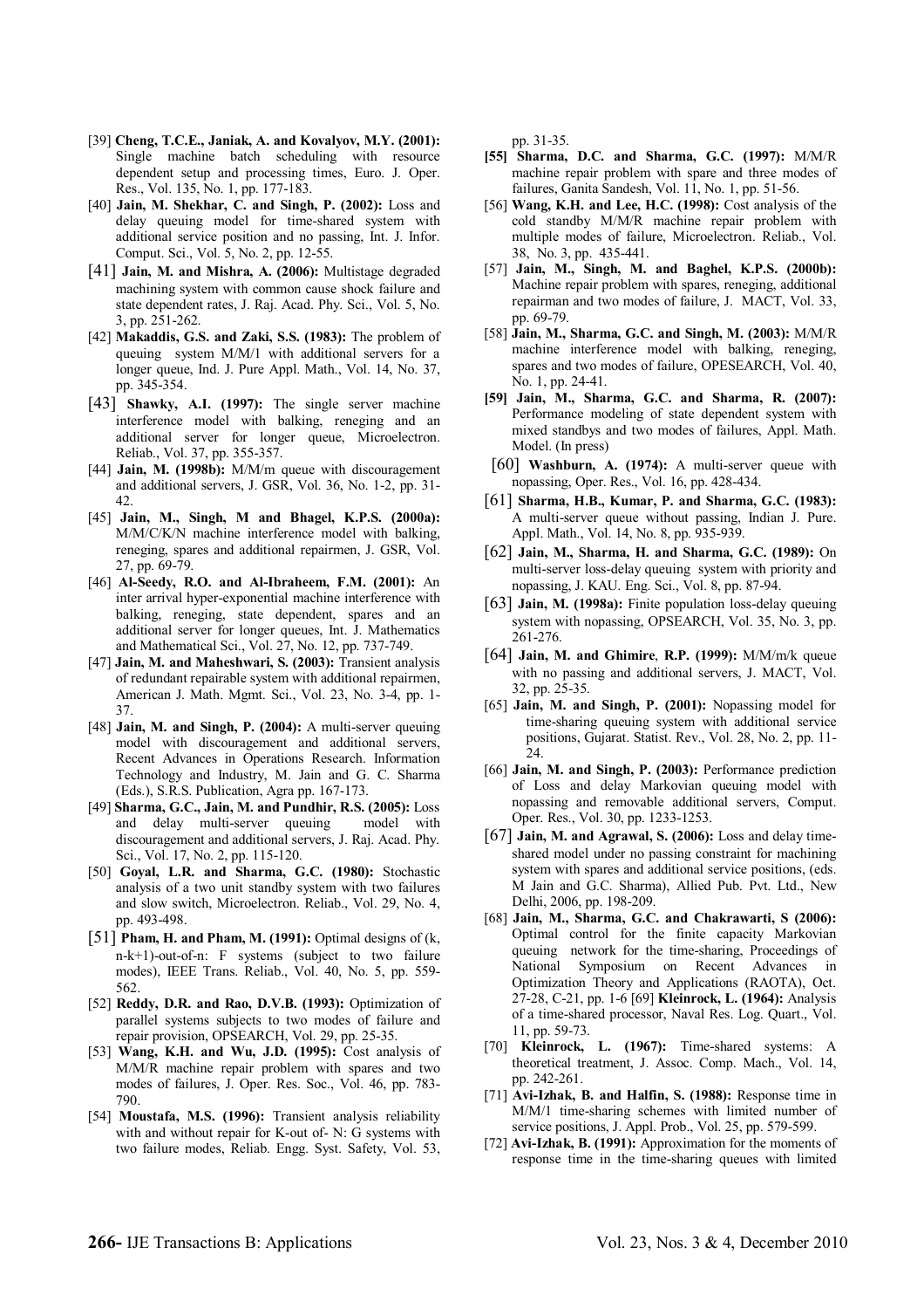[39] **Cheng, T.C.E., Janiak, A. and Kovalyov, M.Y. (2001):** Single machine batch scheduling with resource dependent setup and processing times, Euro. J. Oper. Res., Vol. 135, No. 1, pp. 177-183.

[40] **Jain, M. Shekhar, C. and Singh, P. (2002):** Loss and delay queuing model for time-shared system with additional service position and no passing, Int. J. Infor. Comput. Sci., Vol. 5, No. 2, pp. 12-55.

[41] **Jain, M. and Mishra, A. (2006):** Multistage degraded machining system with common cause shock failure and state dependent rates, J. Raj. Acad. Phy. Sci., Vol. 5, No. 3, pp. 251-262.

[42] **Makaddis, G.S. and Zaki, S.S. (1983):** The problem of queuing system M/M/1 with additional servers for a longer queue, Ind. J. Pure Appl. Math., Vol. 14, No. 37, pp. 345-354.

[43] **Shawky, A.I. (1997):** The single server machine interference model with balking, reneging and an additional server for longer queue, Microelectron. Reliab., Vol. 37, pp. 355-357.

[44] **Jain, M. (1998b):** M/M/m queue with discouragement and additional servers, J. GSR, Vol. 36, No. 1-2, pp. 31-42.

[45] **Jain, M., Singh, M and Bhagel, K.P.S. (2000a):** M/M/C/K/N machine interference model with balking, reneging, spares and additional repairmen, J. GSR, Vol. 27, pp. 69-79.

[46] **Al-Seedy, R.O. and Al-Ibraheem, F.M. (2001):** An inter arrival hyper-exponential machine interference with balking, reneging, state dependent, spares and an additional server for longer queues, Int. J. Mathematics and Mathematical Sci., Vol. 27, No. 12, pp. 737-749.

[47] **Jain, M. and Maheshwari, S. (2003):** Transient analysis of redundant repairable system with additional repairmen, American J. Math. Mgmt. Sci., Vol. 23, No. 3-4, pp. 1-37.

[48] **Jain, M. and Singh, P. (2004):** A multi-server queuing model with discouragement and additional servers, Recent Advances in Operations Research. Information Technology and Industry, M. Jain and G. C. Sharma (Eds.), S.R.S. Publication, Agra pp. 167-173.

[49] **Sharma, G.C., Jain, M. and Pundhir, R.S. (2005):** Loss and delay multi-server queuing model with discouragement and additional servers, J. Raj. Acad. Phy. Sci., Vol. 17, No. 2, pp. 115-120.

[50] **Goyal, L.R. and Sharma, G.C. (1980):** Stochastic analysis of a two unit standby system with two failures and slow switch, Microelectron. Reliab., Vol. 29, No. 4, pp. 493-498.

[51] **Pham, H. and Pham, M. (1991):** Optimal designs of (k, n-k+1)-out-of-n: F systems (subject to two failure modes), IEEE Trans. Reliab., Vol. 40, No. 5, pp. 559-562.

[52] **Reddy, D.R. and Rao, D.V.B. (1993):** Optimization of parallel systems subjects to two modes of failure and repair provision, OPSEARCH, Vol. 29, pp. 25-35.

[53] **Wang, K.H. and Wu, J.D. (1995):** Cost analysis of M/M/R machine repair problem with spares and two modes of failures, J. Oper. Res. Soc., Vol. 46, pp. 783-790.

[54] **Moustafa, M.S. (1996):** Transient analysis reliability with and without repair for K-out of- N: G systems with two failure modes, Reliab. Engg. Syst. Safety, Vol. 53, pp. 31-35.

[55] **Sharma, D.C. and Sharma, G.C. (1997):** M/M/R machine repair problem with spare and three modes of failures, Ganita Sandesh, Vol. 11, No. 1, pp. 51-56.

[56] **Wang, K.H. and Lee, H.C. (1998):** Cost analysis of the cold standby M/M/R machine repair problem with multiple modes of failure, Microelectron. Reliab., Vol. 38, No. 3, pp. 435-441.

[57] **Jain, M., Singh, M. and Baghel, K.P.S. (2000b):** Machine repair problem with spares, reneging, additional repairman and two modes of failure, J. MACT, Vol. 33, pp. 69-79.

[58] **Jain, M., Sharma, G.C. and Singh, M. (2003):** M/M/R machine interference model with balking, reneging, spares and two modes of failure, OPESEARCH, Vol. 40, No. 1, pp. 24-41.

[59] **Jain, M., Sharma, G.C. and Sharma, R. (2007):** Performance modeling of state dependent system with mixed standbys and two modes of failures, Appl. Math. Model. (In press)

[60] **Washburn, A. (1974):** A multi-server queue with nopassing, Oper. Res., Vol. 16, pp. 428-434.

[61] **Sharma, H.B., Kumar, P. and Sharma, G.C. (1983):** A multi-server queue without passing, Indian J. Pure. Appl. Math., Vol. 14, No. 8, pp. 935-939.

[62] **Jain, M., Sharma, H. and Sharma, G.C. (1989):** On multi-server loss-delay queuing system with priority and nopassing, J. KAU. Eng. Sci., Vol. 8, pp. 87-94.

[63] **Jain, M. (1998a):** Finite population loss-delay queuing system with nopassing, OPSEARCH, Vol. 35, No. 3, pp. 261-276.

[64] **Jain, M. and Ghimire, R.P. (1999):** M/M/m/k queue with no passing and additional servers, J. MACT, Vol. 32, pp. 25-35.

[65] **Jain, M. and Singh, P. (2001):** Nopassing model for time-sharing queuing system with additional service positions, Gujarat. Statist. Rev., Vol. 28, No. 2, pp. 11-24.

[66] **Jain, M. and Singh, P. (2003):** Performance prediction of Loss and delay Markovian queuing model with nopassing and removable additional servers, Comput. Oper. Res., Vol. 30, pp. 1233-1253.

[67] **Jain, M. and Agrawal, S. (2006):** Loss and delay time-shared model under no passing constraint for machining system with spares and additional service positions, (eds. M Jain and G.C. Sharma), Allied Pub. Pvt. Ltd., New Delhi, 2006, pp. 198-209.

[68] **Jain, M., Sharma, G.C. and Chakrawarti, S (2006):** Optimal control for the finite capacity Markovian queuing network for the time-sharing, Proceedings of National Symposium on Recent Advances in Optimization Theory and Applications (RAOTA), Oct. 27-28, C-21, pp. 1-6 [69] **Kleinrock, L. (1964):** Analysis of a time-shared processor, Naval Res. Log. Quart., Vol. 11, pp. 59-73.

[70] **Kleinrock, L. (1967):** Time-shared systems: A theoretical treatment, J. Assoc. Comp. Mach., Vol. 14, pp. 242-261.

[71] **Avi-Izhak, B. and Halfin, S. (1988):** Response time in M/M/1 time-sharing schemes with limited number of service positions, J. Appl. Prob., Vol. 25, pp. 579-599.

[72] **Avi-Izhak, B. (1991):** Approximation for the moments of response time in the time-sharing queues with limited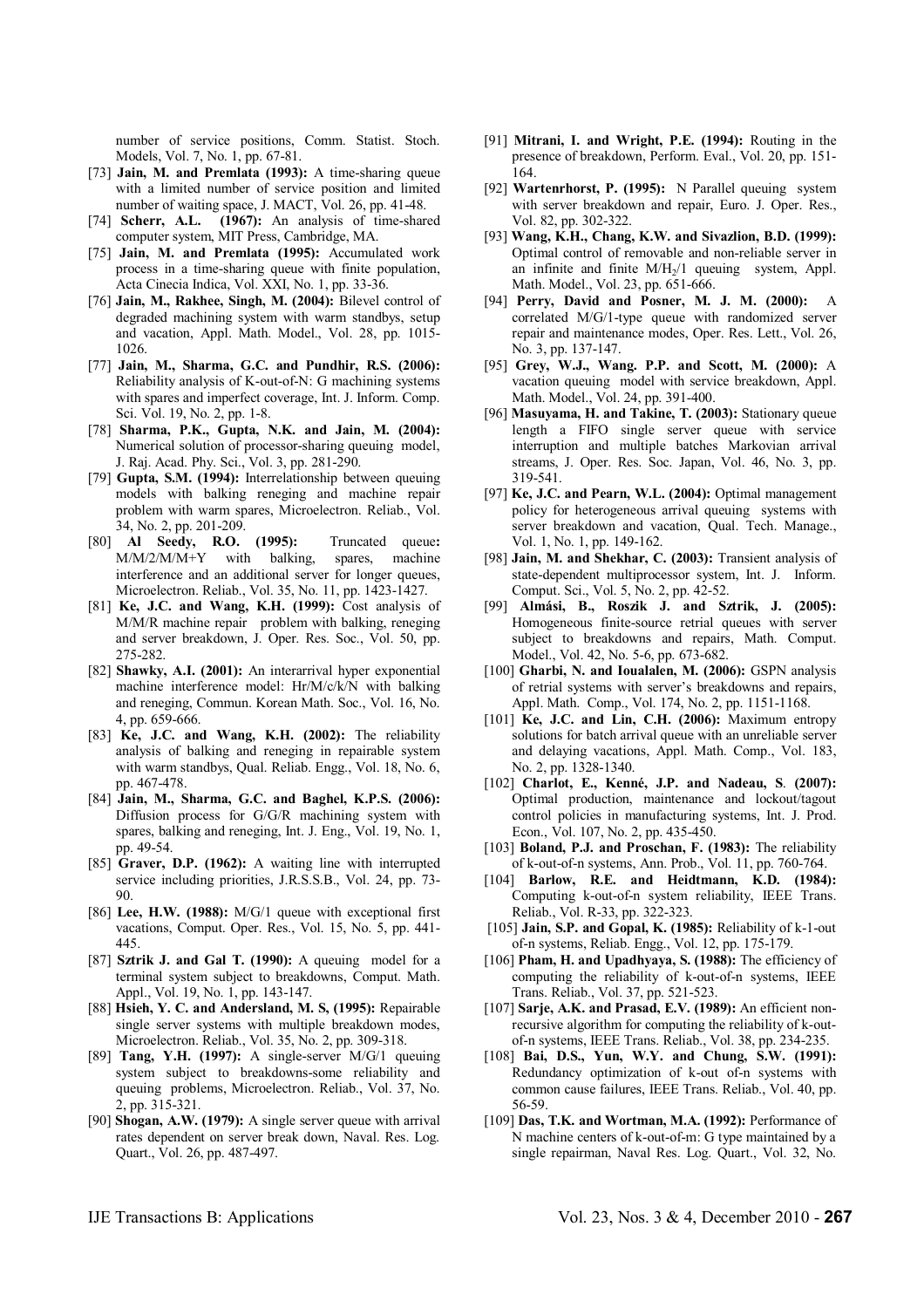number of service positions, Comm. Statist. Stoch. Models, Vol. 7, No. 1, pp. 67-81.

[73] **Jain, M. and Premlata (1993):** A time-sharing queue with a limited number of service position and limited number of waiting space, J. MACT, Vol. 26, pp. 41-48.

[74] **Scherr, A.L. (1967):** An analysis of time-shared computer system, MIT Press, Cambridge, MA.

[75] **Jain, M. and Premlata (1995):** Accumulated work process in a time-sharing queue with finite population, Acta Cinecia Indica, Vol. XXI, No. 1, pp. 33-36.

[76] **Jain, M., Rakhee, Singh, M. (2004):** Bilevel control of degraded machining system with warm standbys, setup and vacation, Appl. Math. Model., Vol. 28, pp. 1015-1026.

[77] **Jain, M., Sharma, G.C. and Pundhir, R.S. (2006):** Reliability analysis of K-out-of-N: G machining systems with spares and imperfect coverage, Int. J. Inform. Comp. Sci. Vol. 19, No. 2, pp. 1-8.

[78] **Sharma, P.K., Gupta, N.K. and Jain, M. (2004):** Numerical solution of processor-sharing queuing model, J. Raj. Acad. Phy. Sci., Vol. 3, pp. 281-290.

[79] **Gupta, S.M. (1994):** Interrelationship between queuing models with balking reneging and machine repair problem with warm spares, Microelectron. Reliab., Vol. 34, No. 2, pp. 201-209.

[80] **Al Seedy, R.O. (1995):** Truncated queue**:** M/M/2/M/M+Y with balking, spares, machine interference and an additional server for longer queues, Microelectron. Reliab., Vol. 35, No. 11, pp. 1423-1427.

[81] **Ke, J.C. and Wang, K.H. (1999):** Cost analysis of M/M/R machine repair problem with balking, reneging and server breakdown, J. Oper. Res. Soc., Vol. 50, pp. 275-282.

[82] **Shawky, A.I. (2001):** An interarrival hyper exponential machine interference model: Hr/M/c/k/N with balking and reneging, Commun. Korean Math. Soc., Vol. 16, No. 4, pp. 659-666.

[83] **Ke, J.C. and Wang, K.H. (2002):** The reliability analysis of balking and reneging in repairable system with warm standbys, Qual. Reliab. Engg., Vol. 18, No. 6, pp. 467-478.

[84] **Jain, M., Sharma, G.C. and Baghel, K.P.S. (2006):** Diffusion process for G/G/R machining system with spares, balking and reneging, Int. J. Eng., Vol. 19, No. 1, pp. 49-54.

[85] **Graver, D.P. (1962):** A waiting line with interrupted service including priorities, J.R.S.S.B., Vol. 24, pp. 73-90.

[86] **Lee, H.W. (1988):** M/G/1 queue with exceptional first vacations, Comput. Oper. Res., Vol. 15, No. 5, pp. 441-445.

[87] **Sztrik J. and Gal T. (1990):** A queuing model for a terminal system subject to breakdowns, Comput. Math. Appl., Vol. 19, No. 1, pp. 143-147.

[88] **Hsieh, Y. C. and Andersland, M. S, (1995):** Repairable single server systems with multiple breakdown modes, Microelectron. Reliab., Vol. 35, No. 2, pp. 309-318.

[89] **Tang, Y.H. (1997):** A single-server M/G/1 queuing system subject to breakdowns-some reliability and queuing problems, Microelectron. Reliab., Vol. 37, No. 2, pp. 315-321.

[90] **Shogan, A.W. (1979):** A single server queue with arrival rates dependent on server break down, Naval. Res. Log. Quart., Vol. 26, pp. 487-497.

[91] **Mitrani, I. and Wright, P.E. (1994):** Routing in the presence of breakdown, Perform. Eval., Vol. 20, pp. 151-164.

[92] **Wartenrhorst, P. (1995):** N Parallel queuing system with server breakdown and repair, Euro. J. Oper. Res., Vol. 82, pp. 302-322.

[93] **Wang, K.H., Chang, K.W. and Sivazlion, B.D. (1999):** Optimal control of removable and non-reliable server in an infinite and finite $M/H_2/1$ queuing system, Appl. Math. Model., Vol. 23, pp. 651-666.

[94] **Perry, David and Posner, M. J. M. (2000):** A correlated M/G/1-type queue with randomized server repair and maintenance modes, Oper. Res. Lett., Vol. 26, No. 3, pp. 137-147.

[95] **Grey, W.J., Wang. P.P. and Scott, M. (2000):** A vacation queuing model with service breakdown, Appl. Math. Model., Vol. 24, pp. 391-400.

[96] **Masuyama, H. and Takine, T. (2003):** Stationary queue length a FIFO single server queue with service interruption and multiple batches Markovian arrival streams, J. Oper. Res. Soc. Japan, Vol. 46, No. 3, pp. 319-541.

[97] **Ke, J.C. and Pearn, W.L. (2004):** Optimal management policy for heterogeneous arrival queuing systems with server breakdown and vacation, Qual. Tech. Manage., Vol. 1, No. 1, pp. 149-162.

[98] **Jain, M. and Shekhar, C. (2003):** Transient analysis of state-dependent multiprocessor system, Int. J. Inform. Comput. Sci., Vol. 5, No. 2, pp. 42-52.

[99] **Almási, B., Roszik J. and Sztrik, J. (2005):** Homogeneous finite-source retrial queues with server subject to breakdowns and repairs, Math. Comput. Model., Vol. 42, No. 5-6, pp. 673-682.

[100] **Gharbi, N. and Ioualalen, M. (2006):** GSPN analysis of retrial systems with server's breakdowns and repairs, Appl. Math. Comp., Vol. 174, No. 2, pp. 1151-1168.

[101] **Ke, J.C. and Lin, C.H. (2006):** Maximum entropy solutions for batch arrival queue with an unreliable server and delaying vacations, Appl. Math. Comp., Vol. 183, No. 2, pp. 1328-1340.

[102] **Charlot, E., Kenné, J.P. and Nadeau, S**. **(2007):** Optimal production, maintenance and lockout/tagout control policies in manufacturing systems, Int. J. Prod. Econ., Vol. 107, No. 2, pp. 435-450.

[103] **Boland, P.J. and Proschan, F. (1983):** The reliability of k-out-of-n systems, Ann. Prob., Vol. 11, pp. 760-764.

[104] **Barlow, R.E. and Heidtmann, K.D. (1984):** Computing k-out-of-n system reliability, IEEE Trans. Reliab., Vol. R-33, pp. 322-323.

[105] **Jain, S.P. and Gopal, K. (1985):** Reliability of k-1-out of-n systems, Reliab. Engg., Vol. 12, pp. 175-179.

[106] **Pham, H. and Upadhyaya, S. (1988):** The efficiency of computing the reliability of k-out-of-n systems, IEEE Trans. Reliab., Vol. 37, pp. 521-523.

[107] **Sarje, A.K. and Prasad, E.V. (1989):** An efficient non-recursive algorithm for computing the reliability of k-out-of-n systems, IEEE Trans. Reliab., Vol. 38, pp. 234-235.

[108] **Bai, D.S., Yun, W.Y. and Chung, S.W. (1991):** Redundancy optimization of k-out of-n systems with common cause failures, IEEE Trans. Reliab., Vol. 40, pp. 56-59.

[109] **Das, T.K. and Wortman, M.A. (1992):** Performance of N machine centers of k-out-of-m: G type maintained by a single repairman, Naval Res. Log. Quart., Vol. 32, No.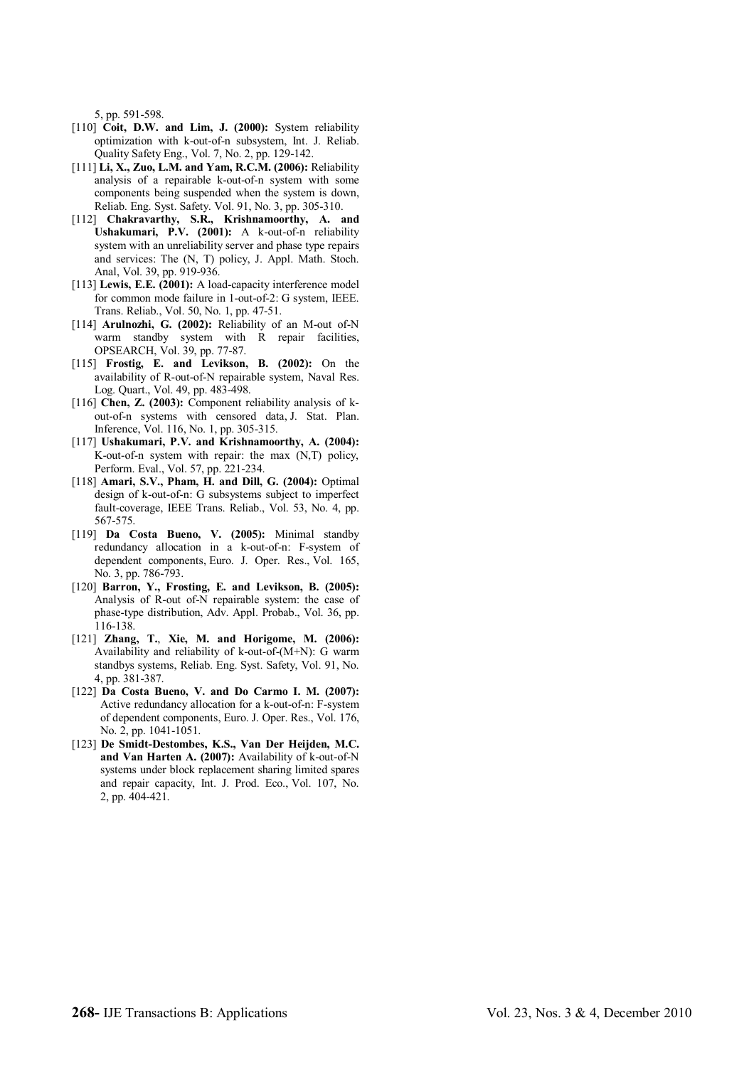5, pp. 591-598.

[110] **Coit, D.W. and Lim, J. (2000):** System reliability optimization with k-out-of-n subsystem, Int. J. Reliab. Quality Safety Eng., Vol. 7, No. 2, pp. 129-142.

[111] **Li, X., Zuo, L.M. and Yam, R.C.M. (2006):** Reliability analysis of a repairable k-out-of-n system with some components being suspended when the system is down, Reliab. Eng. Syst. Safety. Vol. 91, No. 3, pp. 305-310.

[112] **Chakravarthy, S.R., Krishnamoorthy, A. and Ushakumari, P.V. (2001):** A k-out-of-n reliability system with an unreliability server and phase type repairs and services: The (N, T) policy, J. Appl. Math. Stoch. Anal, Vol. 39, pp. 919-936.

[113] **Lewis, E.E. (2001):** A load-capacity interference model for common mode failure in 1-out-of-2: G system, IEEE. Trans. Reliab., Vol. 50, No. 1, pp. 47-51.

[114] **Arulnozhi, G. (2002):** Reliability of an M-out of-N warm standby system with R repair facilities, OPSEARCH, Vol. 39, pp. 77-87.

[115] **Frostig, E. and Levikson, B. (2002):** On the availability of R-out-of-N repairable system, Naval Res. Log. Quart., Vol. 49, pp. 483-498.

[116] **Chen, Z. (2003):** Component reliability analysis of k-out-of-n systems with censored data, J. Stat. Plan. Inference, Vol. 116, No. 1, pp. 305-315.

[117] **Ushakumari, P.V. and Krishnamoorthy, A. (2004):** K-out-of-n system with repair: the max (N,T) policy, Perform. Eval., Vol. 57, pp. 221-234.

[118] **Amari, S.V., Pham, H. and Dill, G. (2004):** Optimal design of k-out-of-n: G subsystems subject to imperfect fault-coverage, IEEE Trans. Reliab., Vol. 53, No. 4, pp. 567-575.

[119] **Da Costa Bueno, V. (2005):** Minimal standby redundancy allocation in a k-out-of-n: F-system of dependent components, Euro. J. Oper. Res., Vol. 165, No. 3, pp. 786-793.

[120] **Barron, Y., Frosting, E. and Levikson, B. (2005):** Analysis of R-out of-N repairable system: the case of phase-type distribution, Adv. Appl. Probab., Vol. 36, pp. 116-138.

[121] **Zhang, T.**, **Xie, M. and Horigome, M. (2006):** Availability and reliability of k-out-of-(M+N): G warm standbys systems, Reliab. Eng. Syst. Safety, Vol. 91, No. 4, pp. 381-387.

[122] **Da Costa Bueno, V. and Do Carmo I. M. (2007):** Active redundancy allocation for a k-out-of-n: F-system of dependent components, Euro. J. Oper. Res., Vol. 176, No. 2, pp. 1041-1051.

[123] **De Smidt-Destombes, K.S., Van Der Heijden, M.C. and Van Harten A. (2007):** Availability of k-out-of-N systems under block replacement sharing limited spares and repair capacity, Int. J. Prod. Eco., Vol. 107, No. 2, pp. 404-421.